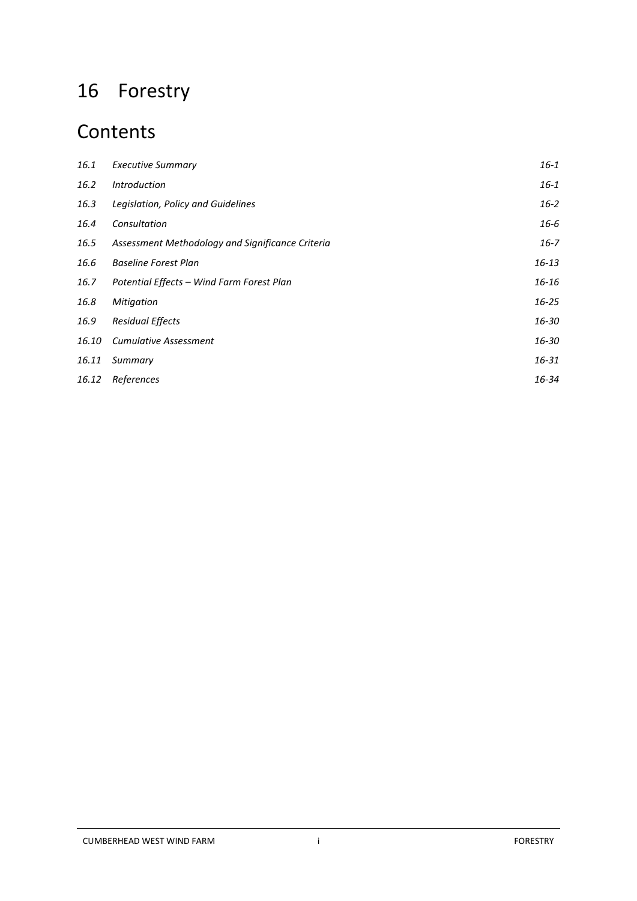# 16 Forestry

## Contents

| | | |
|---|---|---|
| *16.1* | *Executive Summary* | *16-1* |
| *16.2* | *Introduction* | *16-1* |
| *16.3* | *Legislation, Policy and Guidelines* | *16-2* |
| *16.4* | *Consultation* | *16-6* |
| *16.5* | *Assessment Methodology and Significance Criteria* | *16-7* |
| *16.6* | *Baseline Forest Plan* | *16-13* |
| *16.7* | *Potential Effects – Wind Farm Forest Plan* | *16-16* |
| *16.8* | *Mitigation* | *16-25* |
| *16.9* | *Residual Effects* | *16-30* |
| *16.10* | *Cumulative Assessment* | *16-30* |
| *16.11* | *Summary* | *16-31* |
| *16.12* | *References* | *16-34* |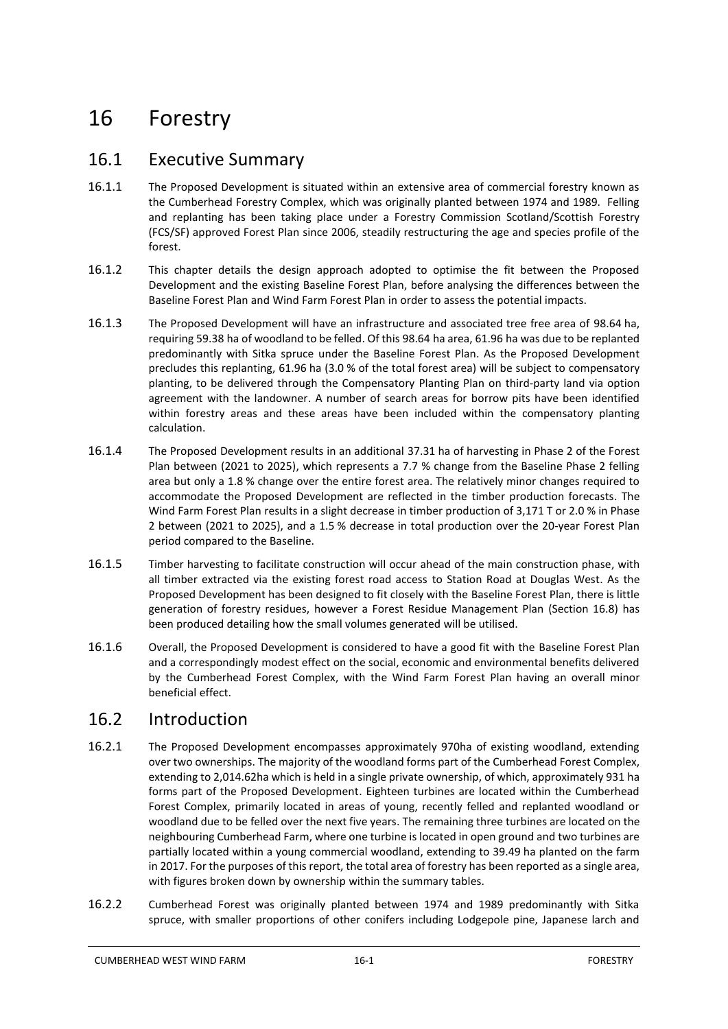# 16 Forestry

## 16.1 Executive Summary

16.1.1 The Proposed Development is situated within an extensive area of commercial forestry known as the Cumberhead Forestry Complex, which was originally planted between 1974 and 1989. Felling and replanting has been taking place under a Forestry Commission Scotland/Scottish Forestry (FCS/SF) approved Forest Plan since 2006, steadily restructuring the age and species profile of the forest.

16.1.2 This chapter details the design approach adopted to optimise the fit between the Proposed Development and the existing Baseline Forest Plan, before analysing the differences between the Baseline Forest Plan and Wind Farm Forest Plan in order to assess the potential impacts.

16.1.3 The Proposed Development will have an infrastructure and associated tree free area of 98.64 ha, requiring 59.38 ha of woodland to be felled. Of this 98.64 ha area, 61.96 ha was due to be replanted predominantly with Sitka spruce under the Baseline Forest Plan. As the Proposed Development precludes this replanting, 61.96 ha (3.0 % of the total forest area) will be subject to compensatory planting, to be delivered through the Compensatory Planting Plan on third-party land via option agreement with the landowner. A number of search areas for borrow pits have been identified within forestry areas and these areas have been included within the compensatory planting calculation.

16.1.4 The Proposed Development results in an additional 37.31 ha of harvesting in Phase 2 of the Forest Plan between (2021 to 2025), which represents a 7.7 % change from the Baseline Phase 2 felling area but only a 1.8 % change over the entire forest area. The relatively minor changes required to accommodate the Proposed Development are reflected in the timber production forecasts. The Wind Farm Forest Plan results in a slight decrease in timber production of 3,171 T or 2.0 % in Phase 2 between (2021 to 2025), and a 1.5 % decrease in total production over the 20-year Forest Plan period compared to the Baseline.

16.1.5 Timber harvesting to facilitate construction will occur ahead of the main construction phase, with all timber extracted via the existing forest road access to Station Road at Douglas West. As the Proposed Development has been designed to fit closely with the Baseline Forest Plan, there is little generation of forestry residues, however a Forest Residue Management Plan (Section 16.8) has been produced detailing how the small volumes generated will be utilised.

16.1.6 Overall, the Proposed Development is considered to have a good fit with the Baseline Forest Plan and a correspondingly modest effect on the social, economic and environmental benefits delivered by the Cumberhead Forest Complex, with the Wind Farm Forest Plan having an overall minor beneficial effect.

## 16.2 Introduction

16.2.1 The Proposed Development encompasses approximately 970ha of existing woodland, extending over two ownerships. The majority of the woodland forms part of the Cumberhead Forest Complex, extending to 2,014.62ha which is held in a single private ownership, of which, approximately 931 ha forms part of the Proposed Development. Eighteen turbines are located within the Cumberhead Forest Complex, primarily located in areas of young, recently felled and replanted woodland or woodland due to be felled over the next five years. The remaining three turbines are located on the neighbouring Cumberhead Farm, where one turbine is located in open ground and two turbines are partially located within a young commercial woodland, extending to 39.49 ha planted on the farm in 2017. For the purposes of this report, the total area of forestry has been reported as a single area, with figures broken down by ownership within the summary tables.

16.2.2 Cumberhead Forest was originally planted between 1974 and 1989 predominantly with Sitka spruce, with smaller proportions of other conifers including Lodgepole pine, Japanese larch and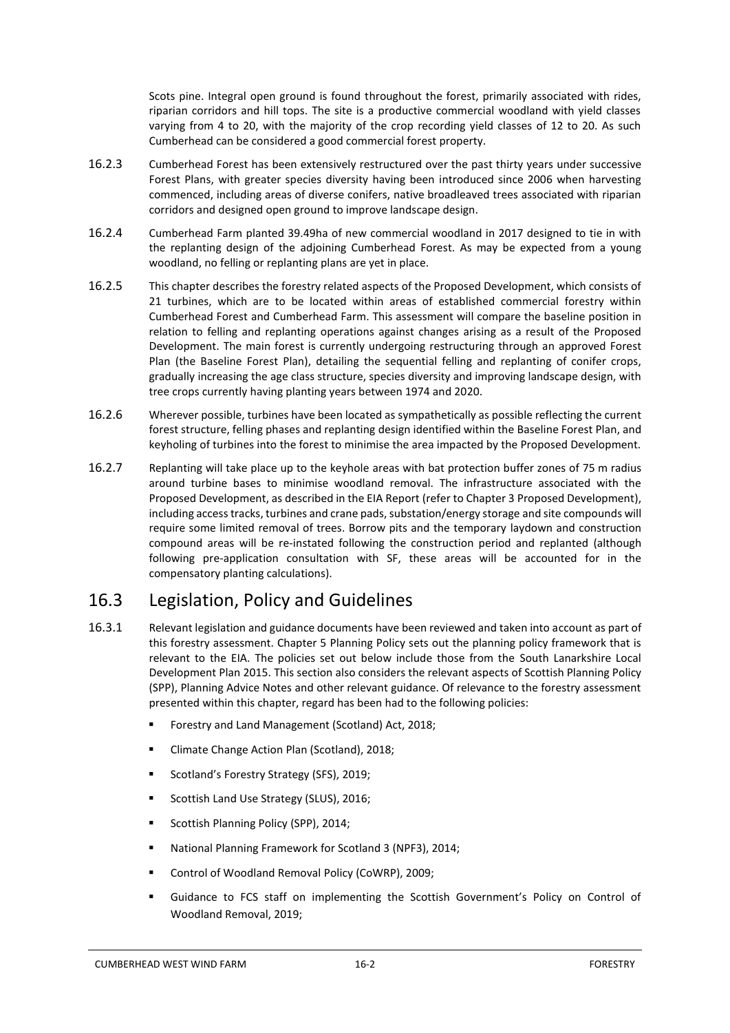Scots pine. Integral open ground is found throughout the forest, primarily associated with rides, riparian corridors and hill tops. The site is a productive commercial woodland with yield classes varying from 4 to 20, with the majority of the crop recording yield classes of 12 to 20. As such Cumberhead can be considered a good commercial forest property.

16.2.3 Cumberhead Forest has been extensively restructured over the past thirty years under successive Forest Plans, with greater species diversity having been introduced since 2006 when harvesting commenced, including areas of diverse conifers, native broadleaved trees associated with riparian corridors and designed open ground to improve landscape design.

16.2.4 Cumberhead Farm planted 39.49ha of new commercial woodland in 2017 designed to tie in with the replanting design of the adjoining Cumberhead Forest. As may be expected from a young woodland, no felling or replanting plans are yet in place.

16.2.5 This chapter describes the forestry related aspects of the Proposed Development, which consists of 21 turbines, which are to be located within areas of established commercial forestry within Cumberhead Forest and Cumberhead Farm. This assessment will compare the baseline position in relation to felling and replanting operations against changes arising as a result of the Proposed Development. The main forest is currently undergoing restructuring through an approved Forest Plan (the Baseline Forest Plan), detailing the sequential felling and replanting of conifer crops, gradually increasing the age class structure, species diversity and improving landscape design, with tree crops currently having planting years between 1974 and 2020.

16.2.6 Wherever possible, turbines have been located as sympathetically as possible reflecting the current forest structure, felling phases and replanting design identified within the Baseline Forest Plan, and keyholing of turbines into the forest to minimise the area impacted by the Proposed Development.

16.2.7 Replanting will take place up to the keyhole areas with bat protection buffer zones of 75 m radius around turbine bases to minimise woodland removal. The infrastructure associated with the Proposed Development, as described in the EIA Report (refer to Chapter 3 Proposed Development), including access tracks, turbines and crane pads, substation/energy storage and site compounds will require some limited removal of trees. Borrow pits and the temporary laydown and construction compound areas will be re-instated following the construction period and replanted (although following pre-application consultation with SF, these areas will be accounted for in the compensatory planting calculations).

## 16.3 Legislation, Policy and Guidelines

16.3.1 Relevant legislation and guidance documents have been reviewed and taken into account as part of this forestry assessment. Chapter 5 Planning Policy sets out the planning policy framework that is relevant to the EIA. The policies set out below include those from the South Lanarkshire Local Development Plan 2015. This section also considers the relevant aspects of Scottish Planning Policy (SPP), Planning Advice Notes and other relevant guidance. Of relevance to the forestry assessment presented within this chapter, regard has been had to the following policies:

- Forestry and Land Management (Scotland) Act, 2018;
- Climate Change Action Plan (Scotland), 2018;
- Scotland's Forestry Strategy (SFS), 2019;
- Scottish Land Use Strategy (SLUS), 2016;
- Scottish Planning Policy (SPP), 2014;
- National Planning Framework for Scotland 3 (NPF3), 2014;
- Control of Woodland Removal Policy (CoWRP), 2009;
- Guidance to FCS staff on implementing the Scottish Government's Policy on Control of Woodland Removal, 2019;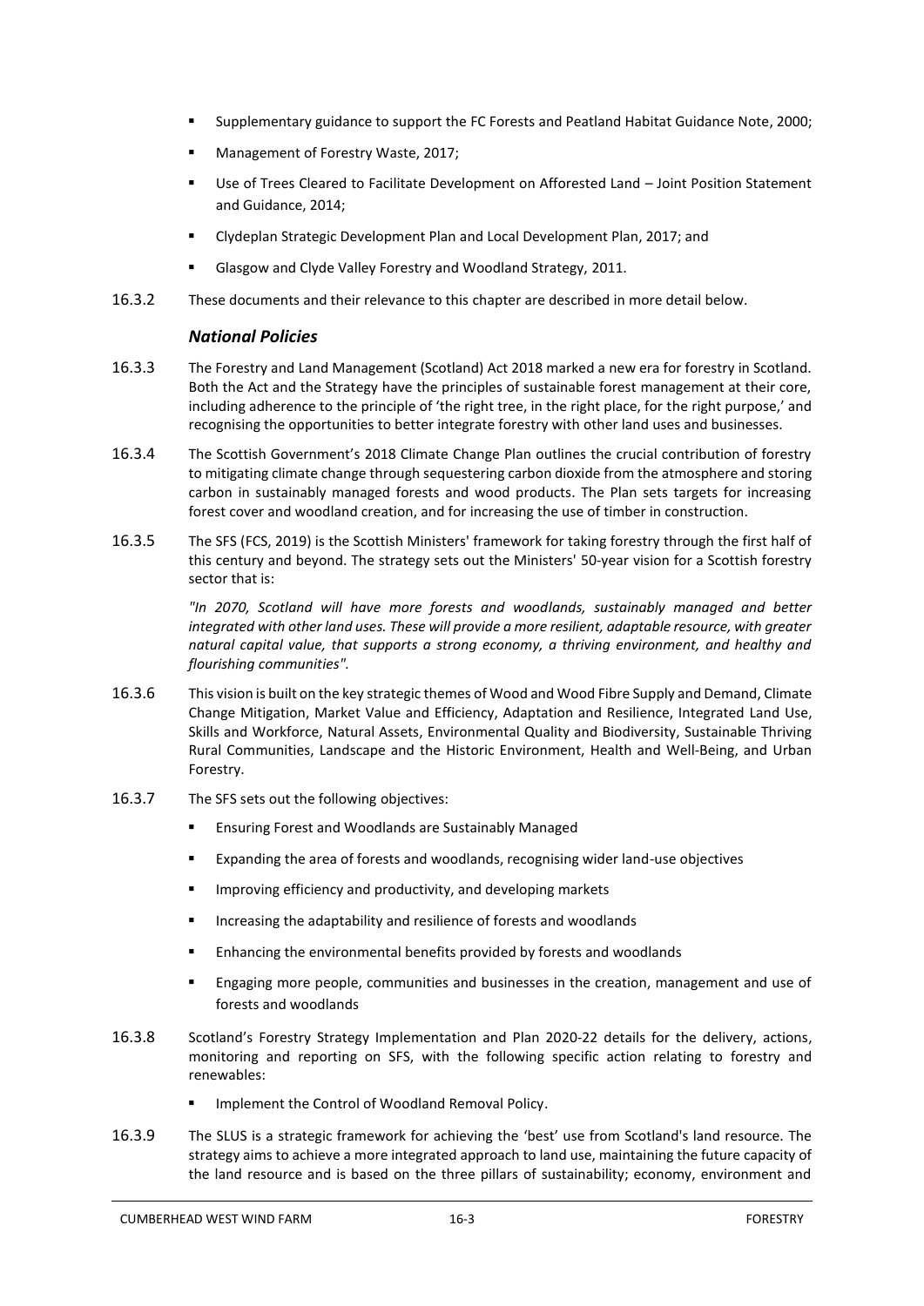- Supplementary guidance to support the FC Forests and Peatland Habitat Guidance Note, 2000;
- Management of Forestry Waste, 2017;
- Use of Trees Cleared to Facilitate Development on Afforested Land – Joint Position Statement and Guidance, 2014;
- Clydeplan Strategic Development Plan and Local Development Plan, 2017; and
- Glasgow and Clyde Valley Forestry and Woodland Strategy, 2011.

16.3.2 These documents and their relevance to this chapter are described in more detail below.

### *National Policies*

16.3.3 The Forestry and Land Management (Scotland) Act 2018 marked a new era for forestry in Scotland. Both the Act and the Strategy have the principles of sustainable forest management at their core, including adherence to the principle of 'the right tree, in the right place, for the right purpose,' and recognising the opportunities to better integrate forestry with other land uses and businesses.

16.3.4 The Scottish Government's 2018 Climate Change Plan outlines the crucial contribution of forestry to mitigating climate change through sequestering carbon dioxide from the atmosphere and storing carbon in sustainably managed forests and wood products. The Plan sets targets for increasing forest cover and woodland creation, and for increasing the use of timber in construction.

16.3.5 The SFS (FCS, 2019) is the Scottish Ministers' framework for taking forestry through the first half of this century and beyond. The strategy sets out the Ministers' 50-year vision for a Scottish forestry sector that is:

> *"In 2070, Scotland will have more forests and woodlands, sustainably managed and better integrated with other land uses. These will provide a more resilient, adaptable resource, with greater natural capital value, that supports a strong economy, a thriving environment, and healthy and flourishing communities".*

16.3.6 This vision is built on the key strategic themes of Wood and Wood Fibre Supply and Demand, Climate Change Mitigation, Market Value and Efficiency, Adaptation and Resilience, Integrated Land Use, Skills and Workforce, Natural Assets, Environmental Quality and Biodiversity, Sustainable Thriving Rural Communities, Landscape and the Historic Environment, Health and Well-Being, and Urban Forestry.

16.3.7 The SFS sets out the following objectives:

- Ensuring Forest and Woodlands are Sustainably Managed
- Expanding the area of forests and woodlands, recognising wider land-use objectives
- Improving efficiency and productivity, and developing markets
- Increasing the adaptability and resilience of forests and woodlands
- Enhancing the environmental benefits provided by forests and woodlands
- Engaging more people, communities and businesses in the creation, management and use of forests and woodlands

16.3.8 Scotland's Forestry Strategy Implementation and Plan 2020-22 details for the delivery, actions, monitoring and reporting on SFS, with the following specific action relating to forestry and renewables:

- Implement the Control of Woodland Removal Policy.

16.3.9 The SLUS is a strategic framework for achieving the 'best' use from Scotland's land resource. The strategy aims to achieve a more integrated approach to land use, maintaining the future capacity of the land resource and is based on the three pillars of sustainability; economy, environment and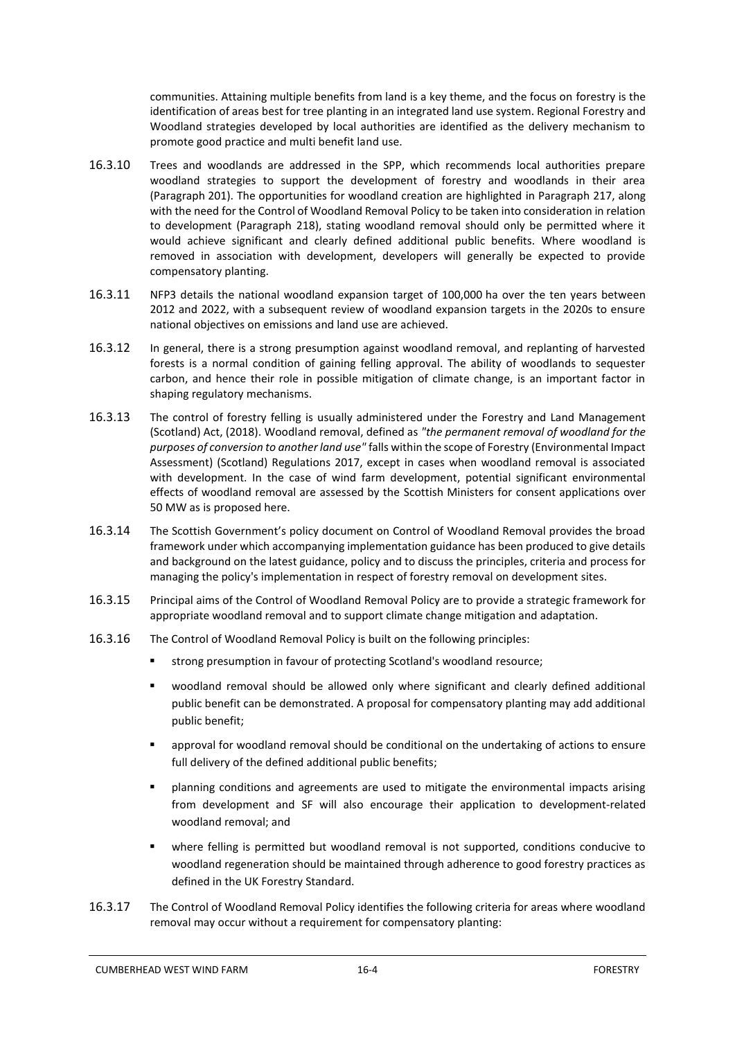communities. Attaining multiple benefits from land is a key theme, and the focus on forestry is the identification of areas best for tree planting in an integrated land use system. Regional Forestry and Woodland strategies developed by local authorities are identified as the delivery mechanism to promote good practice and multi benefit land use.

16.3.10 Trees and woodlands are addressed in the SPP, which recommends local authorities prepare woodland strategies to support the development of forestry and woodlands in their area (Paragraph 201). The opportunities for woodland creation are highlighted in Paragraph 217, along with the need for the Control of Woodland Removal Policy to be taken into consideration in relation to development (Paragraph 218), stating woodland removal should only be permitted where it would achieve significant and clearly defined additional public benefits. Where woodland is removed in association with development, developers will generally be expected to provide compensatory planting.

16.3.11 NFP3 details the national woodland expansion target of 100,000 ha over the ten years between 2012 and 2022, with a subsequent review of woodland expansion targets in the 2020s to ensure national objectives on emissions and land use are achieved.

16.3.12 In general, there is a strong presumption against woodland removal, and replanting of harvested forests is a normal condition of gaining felling approval. The ability of woodlands to sequester carbon, and hence their role in possible mitigation of climate change, is an important factor in shaping regulatory mechanisms.

16.3.13 The control of forestry felling is usually administered under the Forestry and Land Management (Scotland) Act, (2018). Woodland removal, defined as *"the permanent removal of woodland for the purposes of conversion to another land use"* falls within the scope of Forestry (Environmental Impact Assessment) (Scotland) Regulations 2017, except in cases when woodland removal is associated with development. In the case of wind farm development, potential significant environmental effects of woodland removal are assessed by the Scottish Ministers for consent applications over 50 MW as is proposed here.

16.3.14 The Scottish Government's policy document on Control of Woodland Removal provides the broad framework under which accompanying implementation guidance has been produced to give details and background on the latest guidance, policy and to discuss the principles, criteria and process for managing the policy's implementation in respect of forestry removal on development sites.

16.3.15 Principal aims of the Control of Woodland Removal Policy are to provide a strategic framework for appropriate woodland removal and to support climate change mitigation and adaptation.

16.3.16 The Control of Woodland Removal Policy is built on the following principles:

- strong presumption in favour of protecting Scotland's woodland resource;
- woodland removal should be allowed only where significant and clearly defined additional public benefit can be demonstrated. A proposal for compensatory planting may add additional public benefit;
- approval for woodland removal should be conditional on the undertaking of actions to ensure full delivery of the defined additional public benefits;
- planning conditions and agreements are used to mitigate the environmental impacts arising from development and SF will also encourage their application to development-related woodland removal; and
- where felling is permitted but woodland removal is not supported, conditions conducive to woodland regeneration should be maintained through adherence to good forestry practices as defined in the UK Forestry Standard.

16.3.17 The Control of Woodland Removal Policy identifies the following criteria for areas where woodland removal may occur without a requirement for compensatory planting: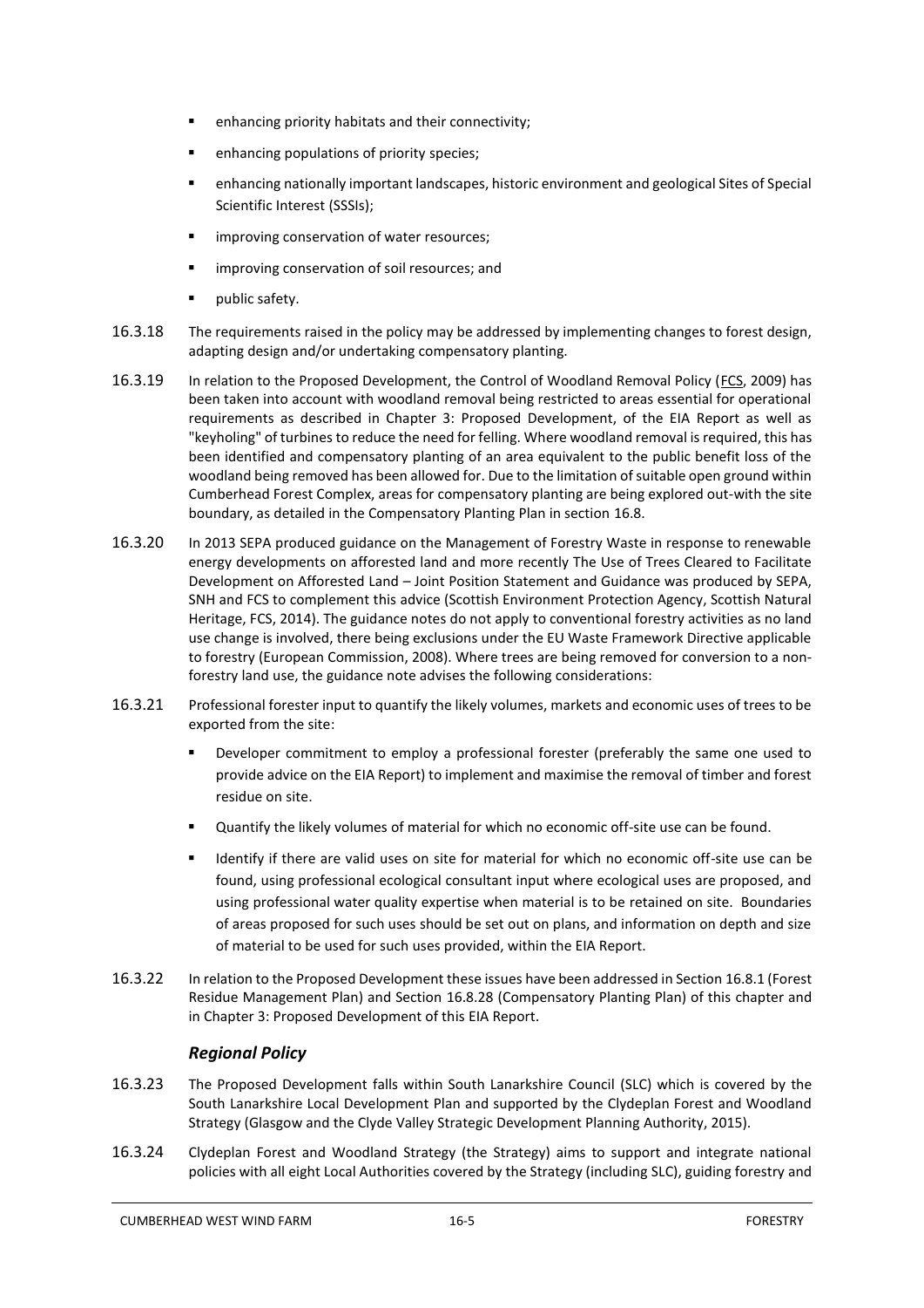- enhancing priority habitats and their connectivity;
- enhancing populations of priority species;
- enhancing nationally important landscapes, historic environment and geological Sites of Special Scientific Interest (SSSIs);
- improving conservation of water resources;
- improving conservation of soil resources; and
- public safety.

16.3.18 The requirements raised in the policy may be addressed by implementing changes to forest design, adapting design and/or undertaking compensatory planting.

16.3.19 In relation to the Proposed Development, the Control of Woodland Removal Policy (FCS, 2009) has been taken into account with woodland removal being restricted to areas essential for operational requirements as described in Chapter 3: Proposed Development, of the EIA Report as well as "keyholing" of turbines to reduce the need for felling. Where woodland removal is required, this has been identified and compensatory planting of an area equivalent to the public benefit loss of the woodland being removed has been allowed for. Due to the limitation of suitable open ground within Cumberhead Forest Complex, areas for compensatory planting are being explored out-with the site boundary, as detailed in the Compensatory Planting Plan in section 16.8.

16.3.20 In 2013 SEPA produced guidance on the Management of Forestry Waste in response to renewable energy developments on afforested land and more recently The Use of Trees Cleared to Facilitate Development on Afforested Land – Joint Position Statement and Guidance was produced by SEPA, SNH and FCS to complement this advice (Scottish Environment Protection Agency, Scottish Natural Heritage, FCS, 2014). The guidance notes do not apply to conventional forestry activities as no land use change is involved, there being exclusions under the EU Waste Framework Directive applicable to forestry (European Commission, 2008). Where trees are being removed for conversion to a non-forestry land use, the guidance note advises the following considerations:

16.3.21 Professional forester input to quantify the likely volumes, markets and economic uses of trees to be exported from the site:

- Developer commitment to employ a professional forester (preferably the same one used to provide advice on the EIA Report) to implement and maximise the removal of timber and forest residue on site.
- Quantify the likely volumes of material for which no economic off-site use can be found.
- Identify if there are valid uses on site for material for which no economic off-site use can be found, using professional ecological consultant input where ecological uses are proposed, and using professional water quality expertise when material is to be retained on site. Boundaries of areas proposed for such uses should be set out on plans, and information on depth and size of material to be used for such uses provided, within the EIA Report.

16.3.22 In relation to the Proposed Development these issues have been addressed in Section 16.8.1 (Forest Residue Management Plan) and Section 16.8.28 (Compensatory Planting Plan) of this chapter and in Chapter 3: Proposed Development of this EIA Report.

### *Regional Policy*

16.3.23 The Proposed Development falls within South Lanarkshire Council (SLC) which is covered by the South Lanarkshire Local Development Plan and supported by the Clydeplan Forest and Woodland Strategy (Glasgow and the Clyde Valley Strategic Development Planning Authority, 2015).

16.3.24 Clydeplan Forest and Woodland Strategy (the Strategy) aims to support and integrate national policies with all eight Local Authorities covered by the Strategy (including SLC), guiding forestry and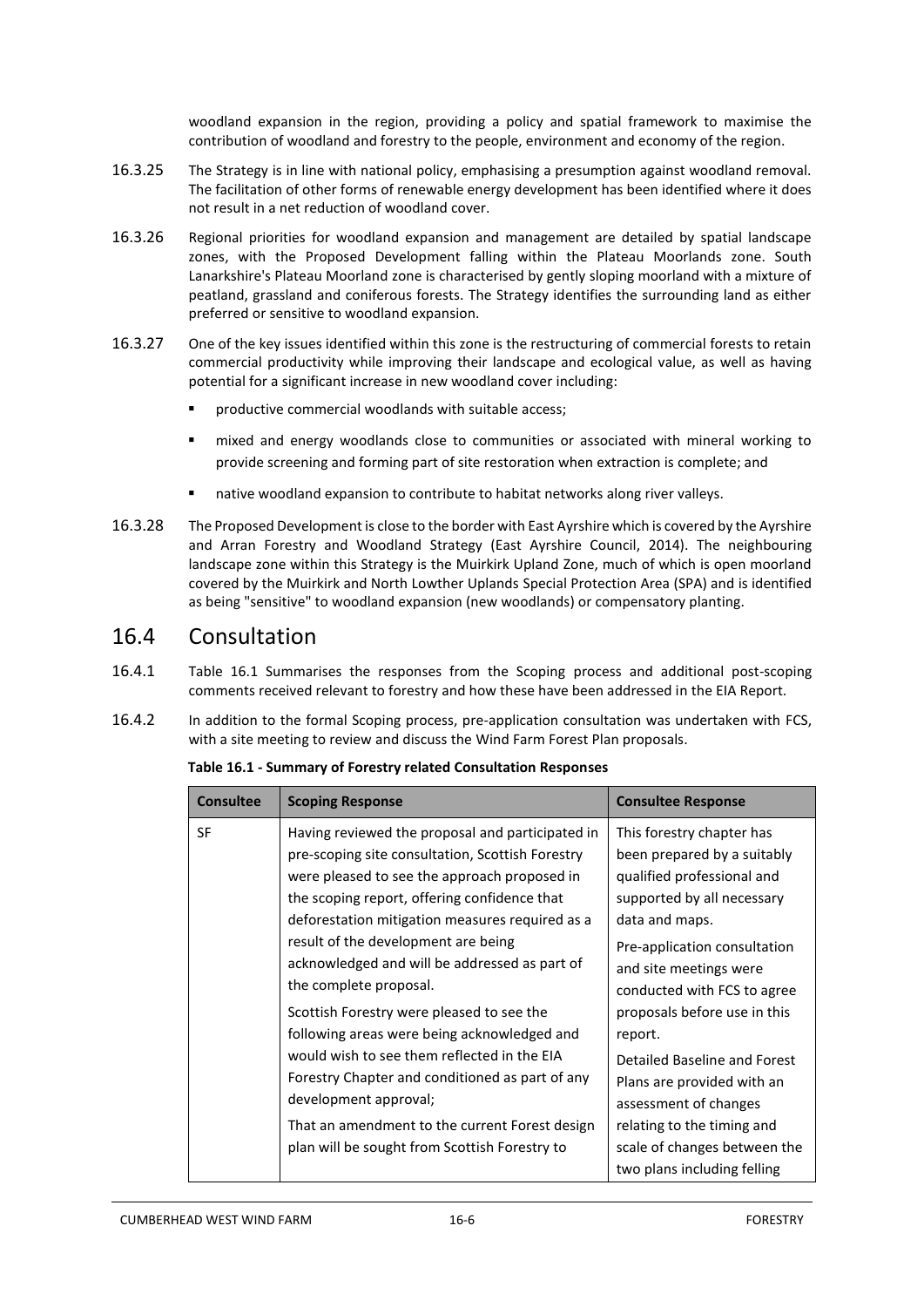woodland expansion in the region, providing a policy and spatial framework to maximise the contribution of woodland and forestry to the people, environment and economy of the region.

16.3.25 The Strategy is in line with national policy, emphasising a presumption against woodland removal. The facilitation of other forms of renewable energy development has been identified where it does not result in a net reduction of woodland cover.

16.3.26 Regional priorities for woodland expansion and management are detailed by spatial landscape zones, with the Proposed Development falling within the Plateau Moorlands zone. South Lanarkshire's Plateau Moorland zone is characterised by gently sloping moorland with a mixture of peatland, grassland and coniferous forests. The Strategy identifies the surrounding land as either preferred or sensitive to woodland expansion.

16.3.27 One of the key issues identified within this zone is the restructuring of commercial forests to retain commercial productivity while improving their landscape and ecological value, as well as having potential for a significant increase in new woodland cover including:

- productive commercial woodlands with suitable access;
- mixed and energy woodlands close to communities or associated with mineral working to provide screening and forming part of site restoration when extraction is complete; and
- native woodland expansion to contribute to habitat networks along river valleys.

16.3.28 The Proposed Development is close to the border with East Ayrshire which is covered by the Ayrshire and Arran Forestry and Woodland Strategy (East Ayrshire Council, 2014). The neighbouring landscape zone within this Strategy is the Muirkirk Upland Zone, much of which is open moorland covered by the Muirkirk and North Lowther Uplands Special Protection Area (SPA) and is identified as being "sensitive" to woodland expansion (new woodlands) or compensatory planting.

## 16.4 Consultation

16.4.1 Table 16.1 Summarises the responses from the Scoping process and additional post-scoping comments received relevant to forestry and how these have been addressed in the EIA Report.

16.4.2 In addition to the formal Scoping process, pre-application consultation was undertaken with FCS, with a site meeting to review and discuss the Wind Farm Forest Plan proposals.

**Table 16.1 - Summary of Forestry related Consultation Responses**

| Consultee | Scoping Response | Consultee Response |
|---|---|---|
| SF | Having reviewed the proposal and participated in pre-scoping site consultation, Scottish Forestry were pleased to see the approach proposed in the scoping report, offering confidence that deforestation mitigation measures required as a result of the development are being acknowledged and will be addressed as part of the complete proposal.<br><br>Scottish Forestry were pleased to see the following areas were being acknowledged and would wish to see them reflected in the EIA Forestry Chapter and conditioned as part of any development approval;<br><br>That an amendment to the current Forest design plan will be sought from Scottish Forestry to | This forestry chapter has been prepared by a suitably qualified professional and supported by all necessary data and maps.<br><br>Pre-application consultation and site meetings were conducted with FCS to agree proposals before use in this report.<br><br>Detailed Baseline and Forest Plans are provided with an assessment of changes relating to the timing and scale of changes between the two plans including felling |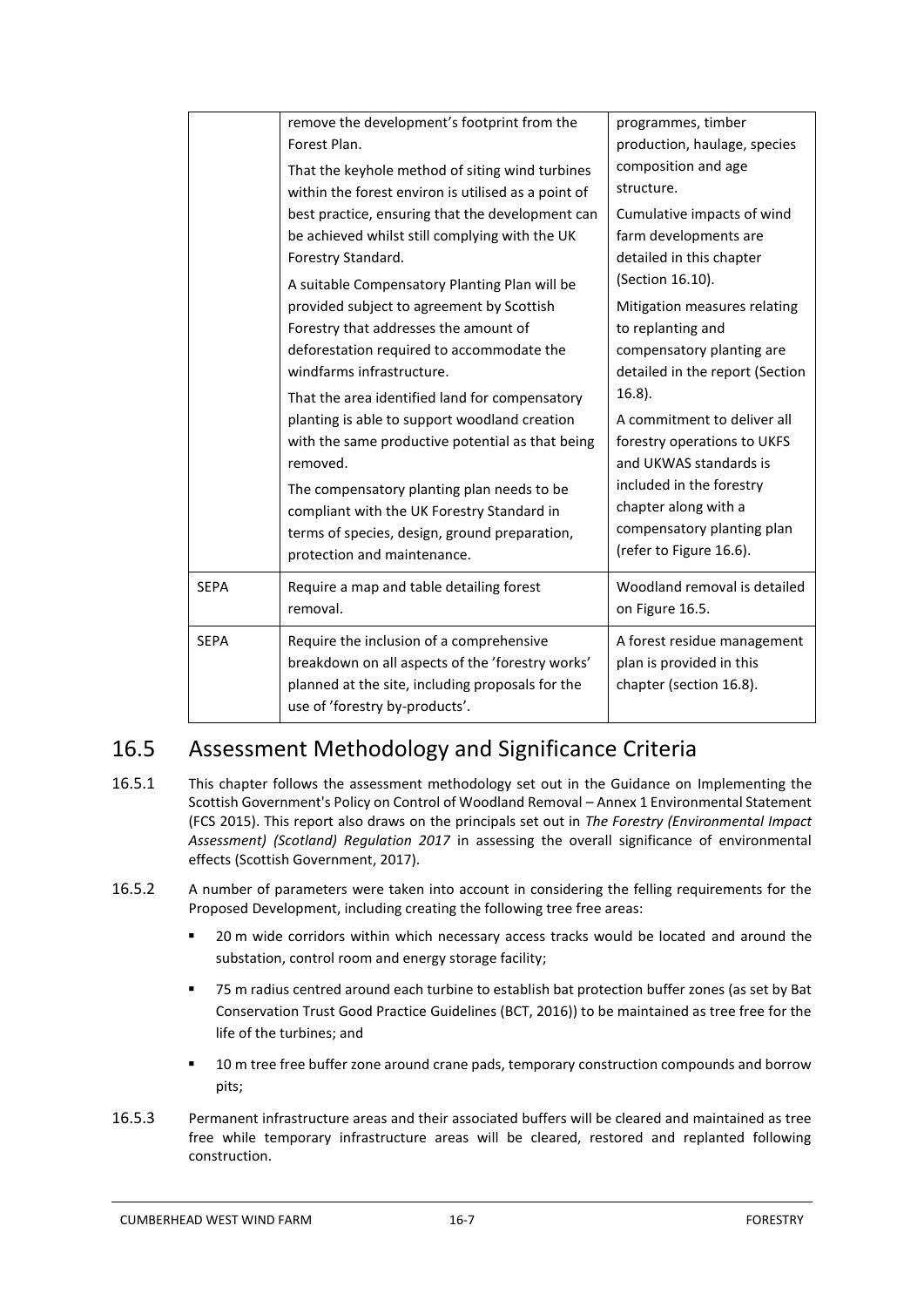| | | |
|---|---|---|
| | remove the development's footprint from the Forest Plan.<br>That the keyhole method of siting wind turbines within the forest environ is utilised as a point of best practice, ensuring that the development can be achieved whilst still complying with the UK Forestry Standard.<br>A suitable Compensatory Planting Plan will be provided subject to agreement by Scottish Forestry that addresses the amount of deforestation required to accommodate the windfarms infrastructure.<br>That the area identified land for compensatory planting is able to support woodland creation with the same productive potential as that being removed.<br>The compensatory planting plan needs to be compliant with the UK Forestry Standard in terms of species, design, ground preparation, protection and maintenance. | programmes, timber production, haulage, species composition and age structure.<br>Cumulative impacts of wind farm developments are detailed in this chapter (Section 16.10).<br>Mitigation measures relating to replanting and compensatory planting are detailed in the report (Section 16.8).<br>A commitment to deliver all forestry operations to UKFS and UKWAS standards is included in the forestry chapter along with a compensatory planting plan (refer to Figure 16.6). |
| SEPA | Require a map and table detailing forest removal. | Woodland removal is detailed on Figure 16.5. |
| SEPA | Require the inclusion of a comprehensive breakdown on all aspects of the 'forestry works' planned at the site, including proposals for the use of 'forestry by-products'. | A forest residue management plan is provided in this chapter (section 16.8). |

## 16.5 Assessment Methodology and Significance Criteria

16.5.1 This chapter follows the assessment methodology set out in the Guidance on Implementing the Scottish Government's Policy on Control of Woodland Removal – Annex 1 Environmental Statement (FCS 2015). This report also draws on the principals set out in *The Forestry (Environmental Impact Assessment) (Scotland) Regulation 2017* in assessing the overall significance of environmental effects (Scottish Government, 2017).

16.5.2 A number of parameters were taken into account in considering the felling requirements for the Proposed Development, including creating the following tree free areas:

- 20 m wide corridors within which necessary access tracks would be located and around the substation, control room and energy storage facility;
- 75 m radius centred around each turbine to establish bat protection buffer zones (as set by Bat Conservation Trust Good Practice Guidelines (BCT, 2016)) to be maintained as tree free for the life of the turbines; and
- 10 m tree free buffer zone around crane pads, temporary construction compounds and borrow pits;

16.5.3 Permanent infrastructure areas and their associated buffers will be cleared and maintained as tree free while temporary infrastructure areas will be cleared, restored and replanted following construction.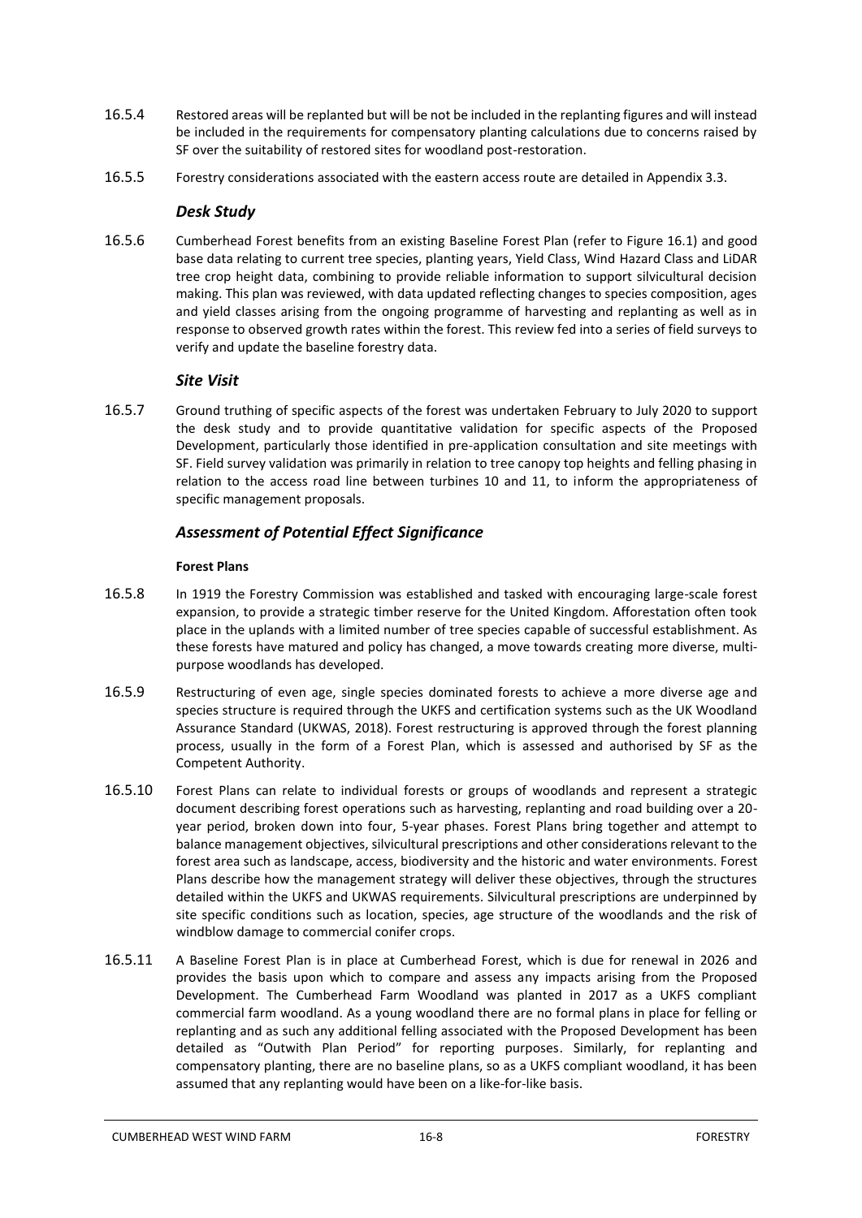16.5.4 Restored areas will be replanted but will be not be included in the replanting figures and will instead be included in the requirements for compensatory planting calculations due to concerns raised by SF over the suitability of restored sites for woodland post-restoration.

16.5.5 Forestry considerations associated with the eastern access route are detailed in Appendix 3.3.

### *Desk Study*

16.5.6 Cumberhead Forest benefits from an existing Baseline Forest Plan (refer to Figure 16.1) and good base data relating to current tree species, planting years, Yield Class, Wind Hazard Class and LiDAR tree crop height data, combining to provide reliable information to support silvicultural decision making. This plan was reviewed, with data updated reflecting changes to species composition, ages and yield classes arising from the ongoing programme of harvesting and replanting as well as in response to observed growth rates within the forest. This review fed into a series of field surveys to verify and update the baseline forestry data.

### *Site Visit*

16.5.7 Ground truthing of specific aspects of the forest was undertaken February to July 2020 to support the desk study and to provide quantitative validation for specific aspects of the Proposed Development, particularly those identified in pre-application consultation and site meetings with SF. Field survey validation was primarily in relation to tree canopy top heights and felling phasing in relation to the access road line between turbines 10 and 11, to inform the appropriateness of specific management proposals.

### *Assessment of Potential Effect Significance*

#### **Forest Plans**

16.5.8 In 1919 the Forestry Commission was established and tasked with encouraging large-scale forest expansion, to provide a strategic timber reserve for the United Kingdom. Afforestation often took place in the uplands with a limited number of tree species capable of successful establishment. As these forests have matured and policy has changed, a move towards creating more diverse, multi-purpose woodlands has developed.

16.5.9 Restructuring of even age, single species dominated forests to achieve a more diverse age and species structure is required through the UKFS and certification systems such as the UK Woodland Assurance Standard (UKWAS, 2018). Forest restructuring is approved through the forest planning process, usually in the form of a Forest Plan, which is assessed and authorised by SF as the Competent Authority.

16.5.10 Forest Plans can relate to individual forests or groups of woodlands and represent a strategic document describing forest operations such as harvesting, replanting and road building over a 20-year period, broken down into four, 5-year phases. Forest Plans bring together and attempt to balance management objectives, silvicultural prescriptions and other considerations relevant to the forest area such as landscape, access, biodiversity and the historic and water environments. Forest Plans describe how the management strategy will deliver these objectives, through the structures detailed within the UKFS and UKWAS requirements. Silvicultural prescriptions are underpinned by site specific conditions such as location, species, age structure of the woodlands and the risk of windblow damage to commercial conifer crops.

16.5.11 A Baseline Forest Plan is in place at Cumberhead Forest, which is due for renewal in 2026 and provides the basis upon which to compare and assess any impacts arising from the Proposed Development. The Cumberhead Farm Woodland was planted in 2017 as a UKFS compliant commercial farm woodland. As a young woodland there are no formal plans in place for felling or replanting and as such any additional felling associated with the Proposed Development has been detailed as "Outwith Plan Period" for reporting purposes. Similarly, for replanting and compensatory planting, there are no baseline plans, so as a UKFS compliant woodland, it has been assumed that any replanting would have been on a like-for-like basis.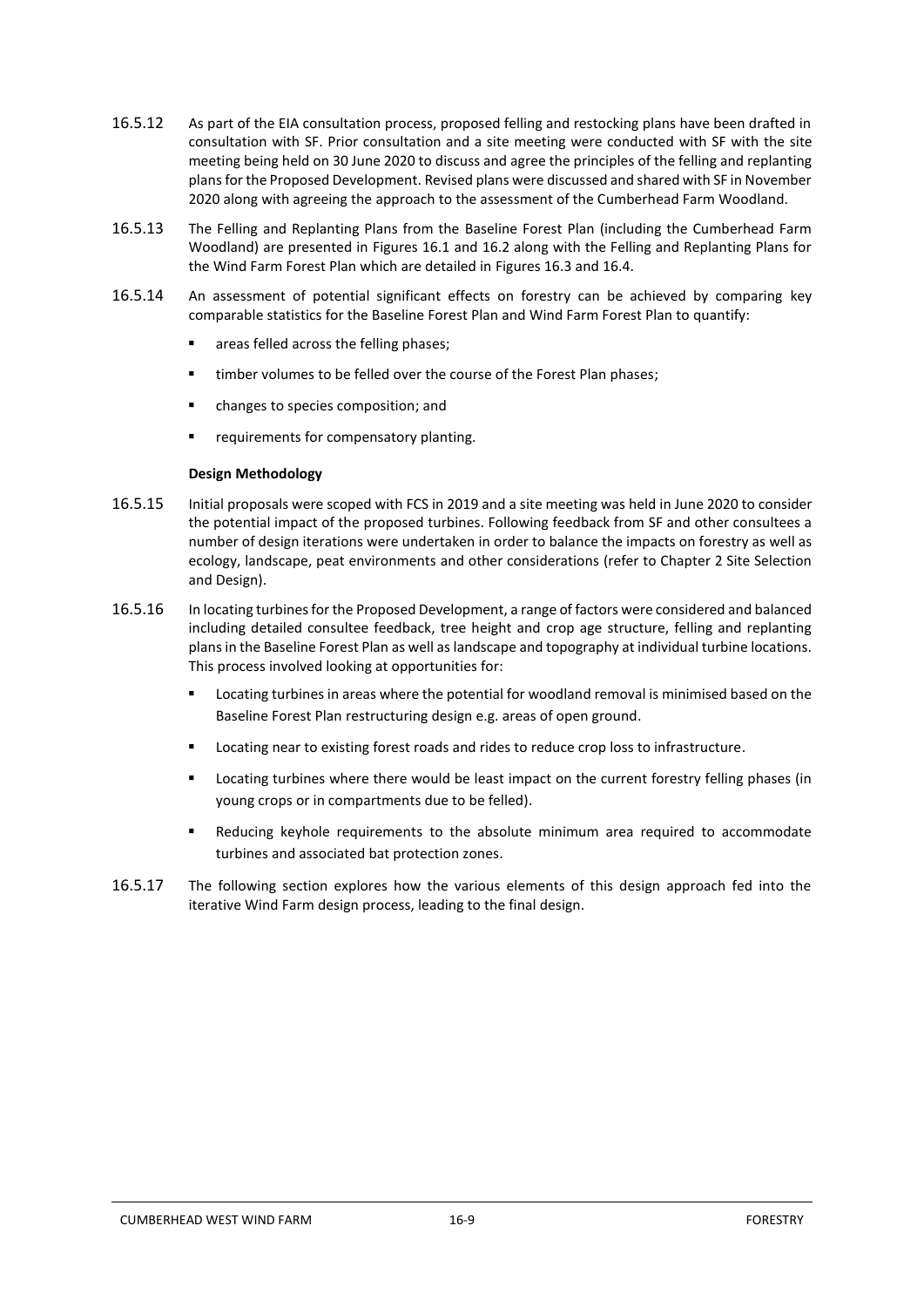16.5.12 As part of the EIA consultation process, proposed felling and restocking plans have been drafted in consultation with SF. Prior consultation and a site meeting were conducted with SF with the site meeting being held on 30 June 2020 to discuss and agree the principles of the felling and replanting plans for the Proposed Development. Revised plans were discussed and shared with SF in November 2020 along with agreeing the approach to the assessment of the Cumberhead Farm Woodland.

16.5.13 The Felling and Replanting Plans from the Baseline Forest Plan (including the Cumberhead Farm Woodland) are presented in Figures 16.1 and 16.2 along with the Felling and Replanting Plans for the Wind Farm Forest Plan which are detailed in Figures 16.3 and 16.4.

16.5.14 An assessment of potential significant effects on forestry can be achieved by comparing key comparable statistics for the Baseline Forest Plan and Wind Farm Forest Plan to quantify:

- areas felled across the felling phases;
- timber volumes to be felled over the course of the Forest Plan phases;
- changes to species composition; and
- requirements for compensatory planting.

**Design Methodology**

16.5.15 Initial proposals were scoped with FCS in 2019 and a site meeting was held in June 2020 to consider the potential impact of the proposed turbines. Following feedback from SF and other consultees a number of design iterations were undertaken in order to balance the impacts on forestry as well as ecology, landscape, peat environments and other considerations (refer to Chapter 2 Site Selection and Design).

16.5.16 In locating turbines for the Proposed Development, a range of factors were considered and balanced including detailed consultee feedback, tree height and crop age structure, felling and replanting plans in the Baseline Forest Plan as well as landscape and topography at individual turbine locations. This process involved looking at opportunities for:

- Locating turbines in areas where the potential for woodland removal is minimised based on the Baseline Forest Plan restructuring design e.g. areas of open ground.
- Locating near to existing forest roads and rides to reduce crop loss to infrastructure.
- Locating turbines where there would be least impact on the current forestry felling phases (in young crops or in compartments due to be felled).
- Reducing keyhole requirements to the absolute minimum area required to accommodate turbines and associated bat protection zones.

16.5.17 The following section explores how the various elements of this design approach fed into the iterative Wind Farm design process, leading to the final design.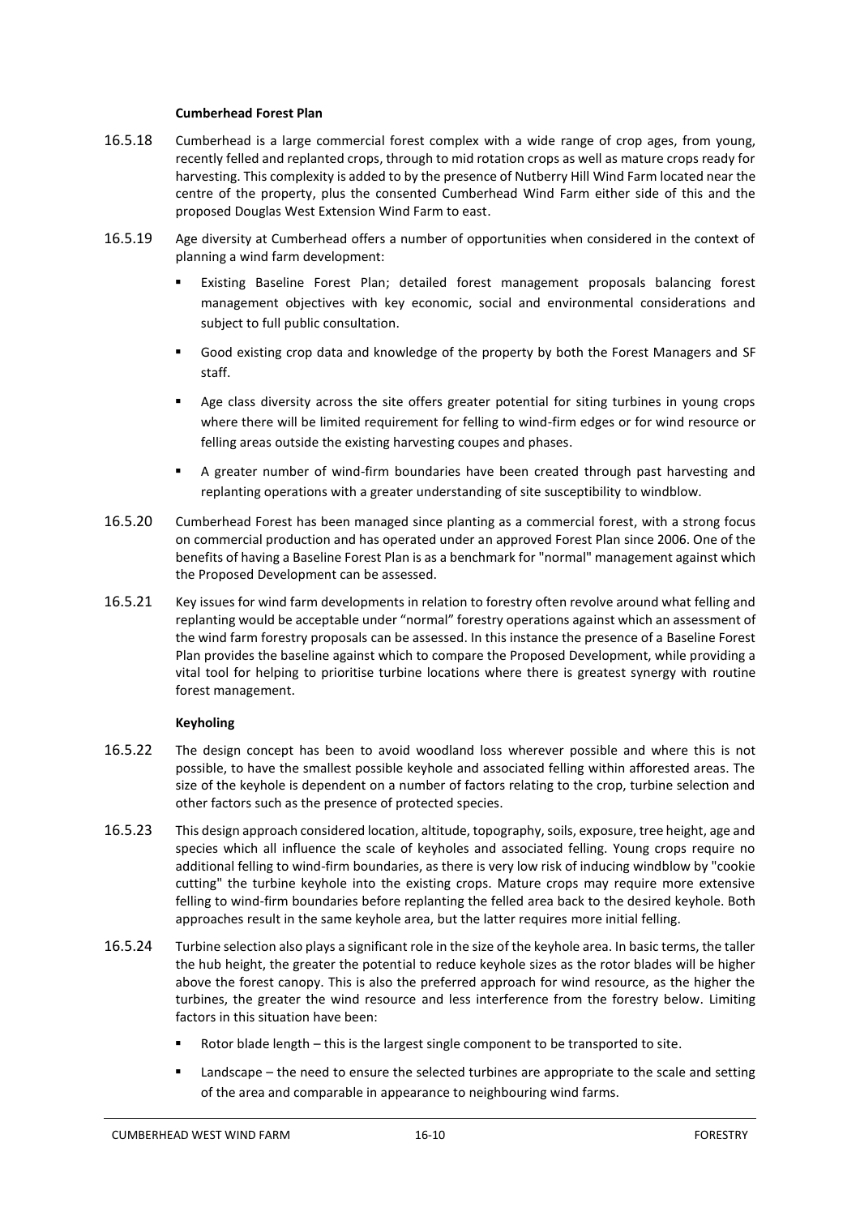**Cumberhead Forest Plan**

16.5.18 Cumberhead is a large commercial forest complex with a wide range of crop ages, from young, recently felled and replanted crops, through to mid rotation crops as well as mature crops ready for harvesting. This complexity is added to by the presence of Nutberry Hill Wind Farm located near the centre of the property, plus the consented Cumberhead Wind Farm either side of this and the proposed Douglas West Extension Wind Farm to east.

16.5.19 Age diversity at Cumberhead offers a number of opportunities when considered in the context of planning a wind farm development:

- Existing Baseline Forest Plan; detailed forest management proposals balancing forest management objectives with key economic, social and environmental considerations and subject to full public consultation.
- Good existing crop data and knowledge of the property by both the Forest Managers and SF staff.
- Age class diversity across the site offers greater potential for siting turbines in young crops where there will be limited requirement for felling to wind-firm edges or for wind resource or felling areas outside the existing harvesting coupes and phases.
- A greater number of wind-firm boundaries have been created through past harvesting and replanting operations with a greater understanding of site susceptibility to windblow.

16.5.20 Cumberhead Forest has been managed since planting as a commercial forest, with a strong focus on commercial production and has operated under an approved Forest Plan since 2006. One of the benefits of having a Baseline Forest Plan is as a benchmark for "normal" management against which the Proposed Development can be assessed.

16.5.21 Key issues for wind farm developments in relation to forestry often revolve around what felling and replanting would be acceptable under "normal" forestry operations against which an assessment of the wind farm forestry proposals can be assessed. In this instance the presence of a Baseline Forest Plan provides the baseline against which to compare the Proposed Development, while providing a vital tool for helping to prioritise turbine locations where there is greatest synergy with routine forest management.

**Keyholing**

16.5.22 The design concept has been to avoid woodland loss wherever possible and where this is not possible, to have the smallest possible keyhole and associated felling within afforested areas. The size of the keyhole is dependent on a number of factors relating to the crop, turbine selection and other factors such as the presence of protected species.

16.5.23 This design approach considered location, altitude, topography, soils, exposure, tree height, age and species which all influence the scale of keyholes and associated felling. Young crops require no additional felling to wind-firm boundaries, as there is very low risk of inducing windblow by "cookie cutting" the turbine keyhole into the existing crops. Mature crops may require more extensive felling to wind-firm boundaries before replanting the felled area back to the desired keyhole. Both approaches result in the same keyhole area, but the latter requires more initial felling.

16.5.24 Turbine selection also plays a significant role in the size of the keyhole area. In basic terms, the taller the hub height, the greater the potential to reduce keyhole sizes as the rotor blades will be higher above the forest canopy. This is also the preferred approach for wind resource, as the higher the turbines, the greater the wind resource and less interference from the forestry below. Limiting factors in this situation have been:

- Rotor blade length – this is the largest single component to be transported to site.
- Landscape – the need to ensure the selected turbines are appropriate to the scale and setting of the area and comparable in appearance to neighbouring wind farms.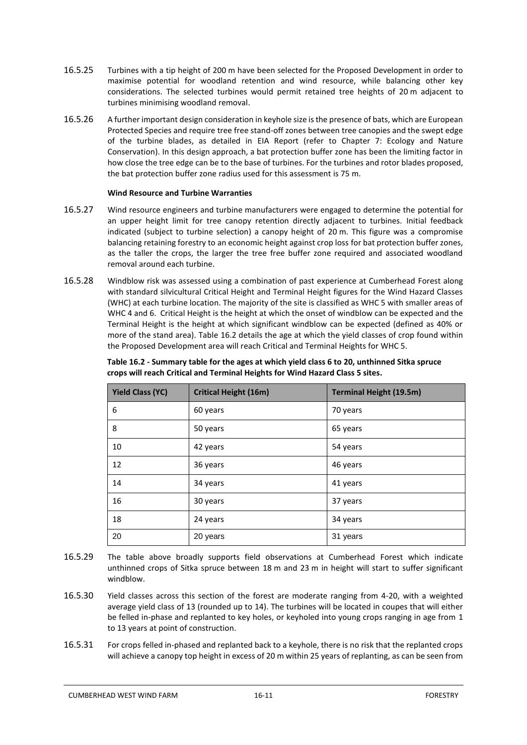16.5.25 Turbines with a tip height of 200 m have been selected for the Proposed Development in order to maximise potential for woodland retention and wind resource, while balancing other key considerations. The selected turbines would permit retained tree heights of 20 m adjacent to turbines minimising woodland removal.

16.5.26 A further important design consideration in keyhole size is the presence of bats, which are European Protected Species and require tree free stand-off zones between tree canopies and the swept edge of the turbine blades, as detailed in EIA Report (refer to Chapter 7: Ecology and Nature Conservation). In this design approach, a bat protection buffer zone has been the limiting factor in how close the tree edge can be to the base of turbines. For the turbines and rotor blades proposed, the bat protection buffer zone radius used for this assessment is 75 m.

**Wind Resource and Turbine Warranties**

16.5.27 Wind resource engineers and turbine manufacturers were engaged to determine the potential for an upper height limit for tree canopy retention directly adjacent to turbines. Initial feedback indicated (subject to turbine selection) a canopy height of 20 m. This figure was a compromise balancing retaining forestry to an economic height against crop loss for bat protection buffer zones, as the taller the crops, the larger the tree free buffer zone required and associated woodland removal around each turbine.

16.5.28 Windblow risk was assessed using a combination of past experience at Cumberhead Forest along with standard silvicultural Critical Height and Terminal Height figures for the Wind Hazard Classes (WHC) at each turbine location. The majority of the site is classified as WHC 5 with smaller areas of WHC 4 and 6. Critical Height is the height at which the onset of windblow can be expected and the Terminal Height is the height at which significant windblow can be expected (defined as 40% or more of the stand area). Table 16.2 details the age at which the yield classes of crop found within the Proposed Development area will reach Critical and Terminal Heights for WHC 5.

**Table 16.2 - Summary table for the ages at which yield class 6 to 20, unthinned Sitka spruce crops will reach Critical and Terminal Heights for Wind Hazard Class 5 sites.**

| Yield Class (YC) | Critical Height (16m) | Terminal Height (19.5m) |
|---|---|---|
| 6 | 60 years | 70 years |
| 8 | 50 years | 65 years |
| 10 | 42 years | 54 years |
| 12 | 36 years | 46 years |
| 14 | 34 years | 41 years |
| 16 | 30 years | 37 years |
| 18 | 24 years | 34 years |
| 20 | 20 years | 31 years |

16.5.29 The table above broadly supports field observations at Cumberhead Forest which indicate unthinned crops of Sitka spruce between 18 m and 23 m in height will start to suffer significant windblow.

16.5.30 Yield classes across this section of the forest are moderate ranging from 4-20, with a weighted average yield class of 13 (rounded up to 14). The turbines will be located in coupes that will either be felled in-phase and replanted to key holes, or keyholed into young crops ranging in age from 1 to 13 years at point of construction.

16.5.31 For crops felled in-phased and replanted back to a keyhole, there is no risk that the replanted crops will achieve a canopy top height in excess of 20 m within 25 years of replanting, as can be seen from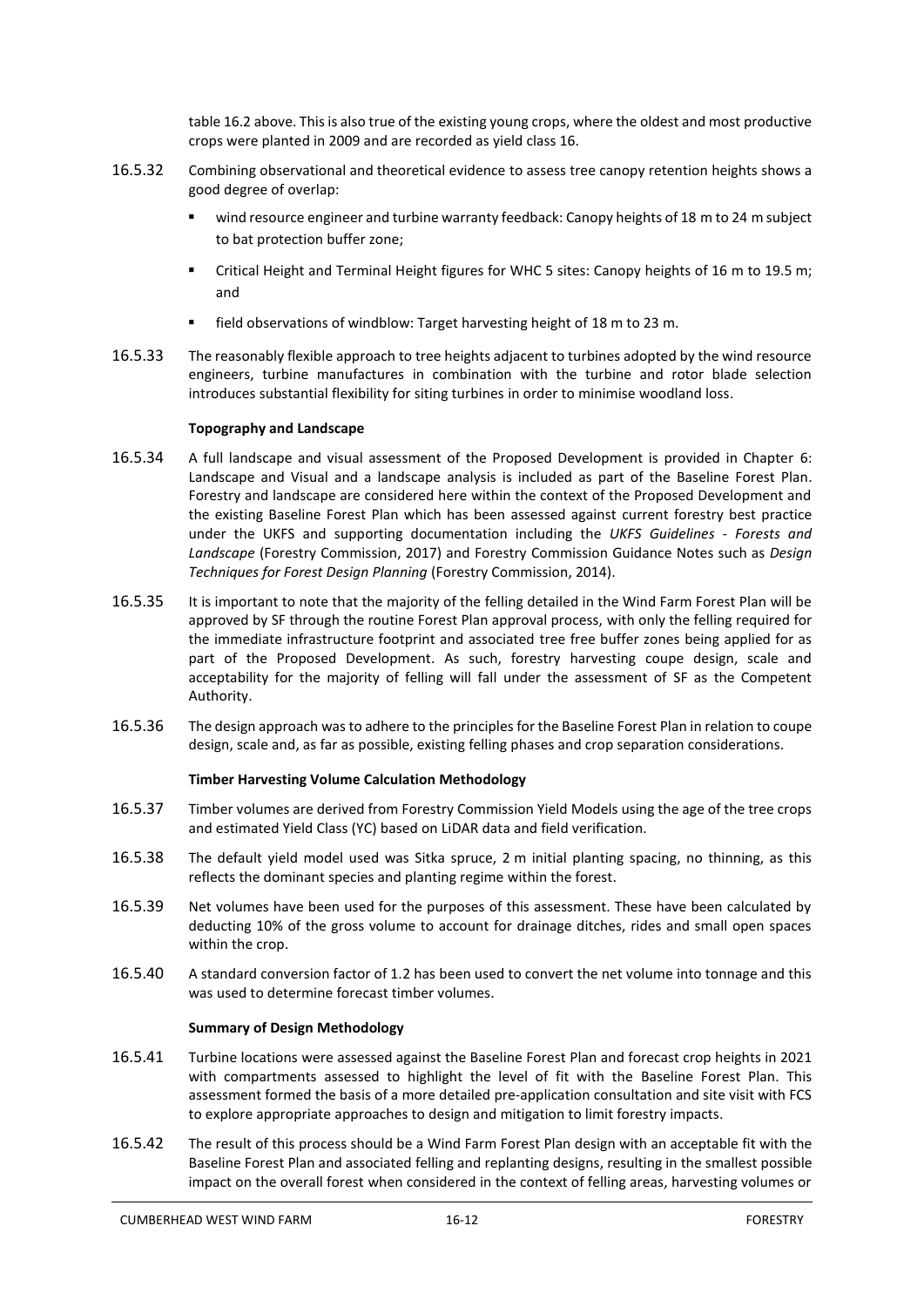table 16.2 above. This is also true of the existing young crops, where the oldest and most productive crops were planted in 2009 and are recorded as yield class 16.

16.5.32 Combining observational and theoretical evidence to assess tree canopy retention heights shows a good degree of overlap:

- wind resource engineer and turbine warranty feedback: Canopy heights of 18 m to 24 m subject to bat protection buffer zone;
- Critical Height and Terminal Height figures for WHC 5 sites: Canopy heights of 16 m to 19.5 m; and
- field observations of windblow: Target harvesting height of 18 m to 23 m.

16.5.33 The reasonably flexible approach to tree heights adjacent to turbines adopted by the wind resource engineers, turbine manufactures in combination with the turbine and rotor blade selection introduces substantial flexibility for siting turbines in order to minimise woodland loss.

**Topography and Landscape**

16.5.34 A full landscape and visual assessment of the Proposed Development is provided in Chapter 6: Landscape and Visual and a landscape analysis is included as part of the Baseline Forest Plan. Forestry and landscape are considered here within the context of the Proposed Development and the existing Baseline Forest Plan which has been assessed against current forestry best practice under the UKFS and supporting documentation including the *UKFS Guidelines - Forests and Landscape* (Forestry Commission, 2017) and Forestry Commission Guidance Notes such as *Design Techniques for Forest Design Planning* (Forestry Commission, 2014).

16.5.35 It is important to note that the majority of the felling detailed in the Wind Farm Forest Plan will be approved by SF through the routine Forest Plan approval process, with only the felling required for the immediate infrastructure footprint and associated tree free buffer zones being applied for as part of the Proposed Development. As such, forestry harvesting coupe design, scale and acceptability for the majority of felling will fall under the assessment of SF as the Competent Authority.

16.5.36 The design approach was to adhere to the principles for the Baseline Forest Plan in relation to coupe design, scale and, as far as possible, existing felling phases and crop separation considerations.

**Timber Harvesting Volume Calculation Methodology**

16.5.37 Timber volumes are derived from Forestry Commission Yield Models using the age of the tree crops and estimated Yield Class (YC) based on LiDAR data and field verification.

16.5.38 The default yield model used was Sitka spruce, 2 m initial planting spacing, no thinning, as this reflects the dominant species and planting regime within the forest.

16.5.39 Net volumes have been used for the purposes of this assessment. These have been calculated by deducting 10% of the gross volume to account for drainage ditches, rides and small open spaces within the crop.

16.5.40 A standard conversion factor of 1.2 has been used to convert the net volume into tonnage and this was used to determine forecast timber volumes.

**Summary of Design Methodology**

16.5.41 Turbine locations were assessed against the Baseline Forest Plan and forecast crop heights in 2021 with compartments assessed to highlight the level of fit with the Baseline Forest Plan. This assessment formed the basis of a more detailed pre-application consultation and site visit with FCS to explore appropriate approaches to design and mitigation to limit forestry impacts.

16.5.42 The result of this process should be a Wind Farm Forest Plan design with an acceptable fit with the Baseline Forest Plan and associated felling and replanting designs, resulting in the smallest possible impact on the overall forest when considered in the context of felling areas, harvesting volumes or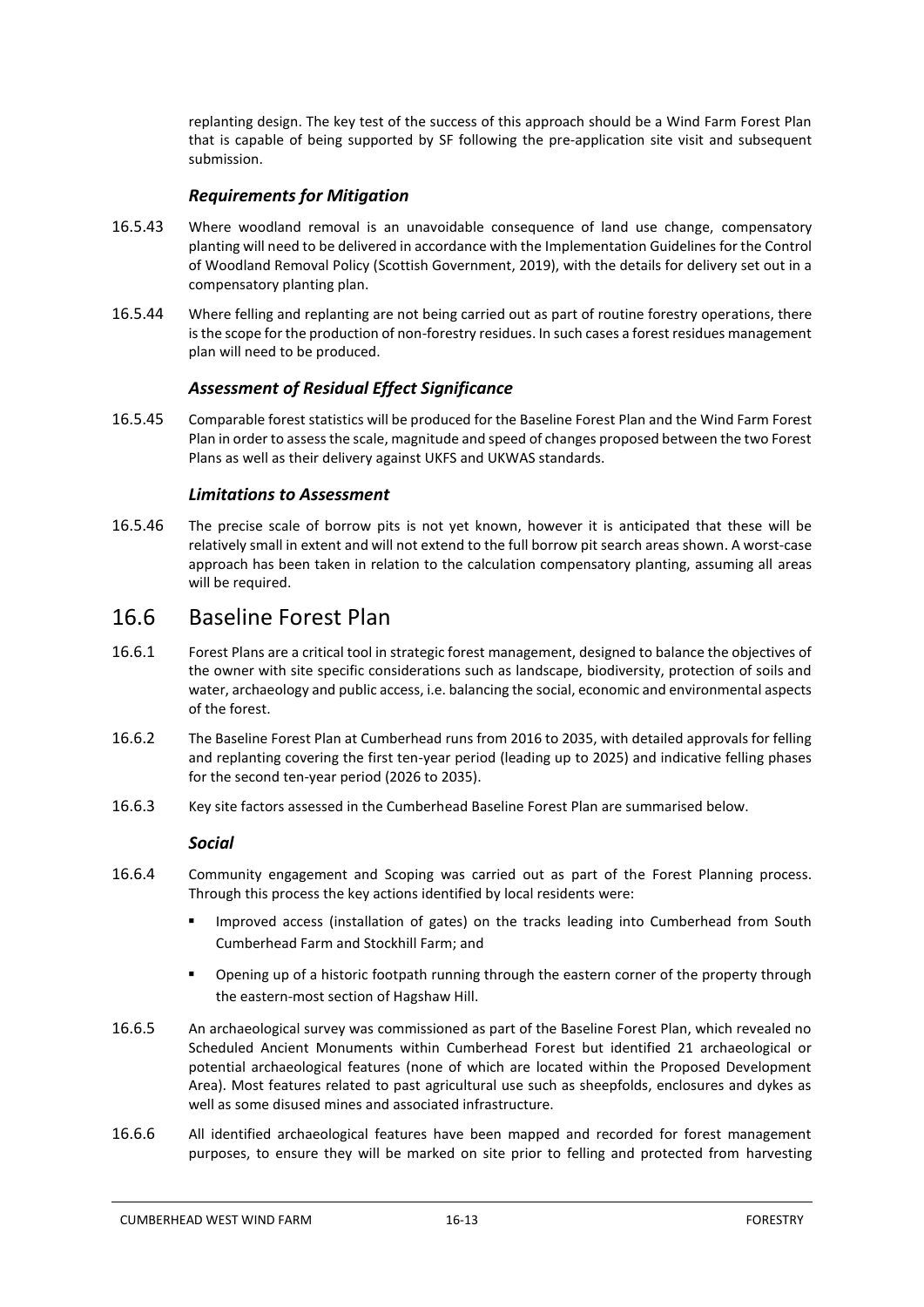replanting design. The key test of the success of this approach should be a Wind Farm Forest Plan that is capable of being supported by SF following the pre-application site visit and subsequent submission.

### *Requirements for Mitigation*

16.5.43 Where woodland removal is an unavoidable consequence of land use change, compensatory planting will need to be delivered in accordance with the Implementation Guidelines for the Control of Woodland Removal Policy (Scottish Government, 2019), with the details for delivery set out in a compensatory planting plan.

16.5.44 Where felling and replanting are not being carried out as part of routine forestry operations, there is the scope for the production of non-forestry residues. In such cases a forest residues management plan will need to be produced.

### *Assessment of Residual Effect Significance*

16.5.45 Comparable forest statistics will be produced for the Baseline Forest Plan and the Wind Farm Forest Plan in order to assess the scale, magnitude and speed of changes proposed between the two Forest Plans as well as their delivery against UKFS and UKWAS standards.

### *Limitations to Assessment*

16.5.46 The precise scale of borrow pits is not yet known, however it is anticipated that these will be relatively small in extent and will not extend to the full borrow pit search areas shown. A worst-case approach has been taken in relation to the calculation compensatory planting, assuming all areas will be required.

## 16.6 Baseline Forest Plan

16.6.1 Forest Plans are a critical tool in strategic forest management, designed to balance the objectives of the owner with site specific considerations such as landscape, biodiversity, protection of soils and water, archaeology and public access, i.e. balancing the social, economic and environmental aspects of the forest.

16.6.2 The Baseline Forest Plan at Cumberhead runs from 2016 to 2035, with detailed approvals for felling and replanting covering the first ten-year period (leading up to 2025) and indicative felling phases for the second ten-year period (2026 to 2035).

16.6.3 Key site factors assessed in the Cumberhead Baseline Forest Plan are summarised below.

### *Social*

16.6.4 Community engagement and Scoping was carried out as part of the Forest Planning process. Through this process the key actions identified by local residents were:

- Improved access (installation of gates) on the tracks leading into Cumberhead from South Cumberhead Farm and Stockhill Farm; and
- Opening up of a historic footpath running through the eastern corner of the property through the eastern-most section of Hagshaw Hill.

16.6.5 An archaeological survey was commissioned as part of the Baseline Forest Plan, which revealed no Scheduled Ancient Monuments within Cumberhead Forest but identified 21 archaeological or potential archaeological features (none of which are located within the Proposed Development Area). Most features related to past agricultural use such as sheepfolds, enclosures and dykes as well as some disused mines and associated infrastructure.

16.6.6 All identified archaeological features have been mapped and recorded for forest management purposes, to ensure they will be marked on site prior to felling and protected from harvesting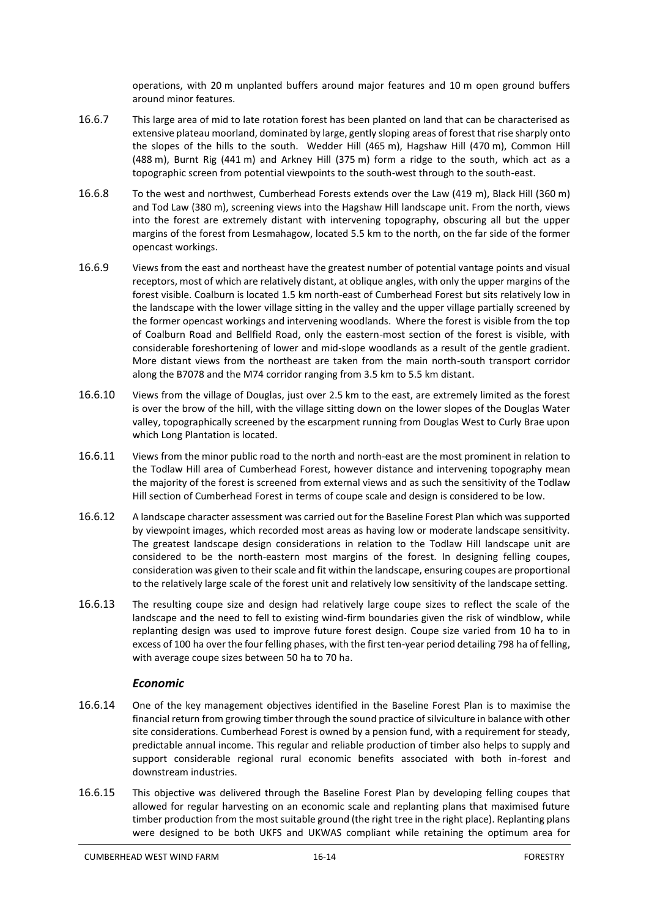operations, with 20 m unplanted buffers around major features and 10 m open ground buffers around minor features.

16.6.7 This large area of mid to late rotation forest has been planted on land that can be characterised as extensive plateau moorland, dominated by large, gently sloping areas of forest that rise sharply onto the slopes of the hills to the south. Wedder Hill (465 m), Hagshaw Hill (470 m), Common Hill (488 m), Burnt Rig (441 m) and Arkney Hill (375 m) form a ridge to the south, which act as a topographic screen from potential viewpoints to the south-west through to the south-east.

16.6.8 To the west and northwest, Cumberhead Forests extends over the Law (419 m), Black Hill (360 m) and Tod Law (380 m), screening views into the Hagshaw Hill landscape unit. From the north, views into the forest are extremely distant with intervening topography, obscuring all but the upper margins of the forest from Lesmahagow, located 5.5 km to the north, on the far side of the former opencast workings.

16.6.9 Views from the east and northeast have the greatest number of potential vantage points and visual receptors, most of which are relatively distant, at oblique angles, with only the upper margins of the forest visible. Coalburn is located 1.5 km north-east of Cumberhead Forest but sits relatively low in the landscape with the lower village sitting in the valley and the upper village partially screened by the former opencast workings and intervening woodlands. Where the forest is visible from the top of Coalburn Road and Bellfield Road, only the eastern-most section of the forest is visible, with considerable foreshortening of lower and mid-slope woodlands as a result of the gentle gradient. More distant views from the northeast are taken from the main north-south transport corridor along the B7078 and the M74 corridor ranging from 3.5 km to 5.5 km distant.

16.6.10 Views from the village of Douglas, just over 2.5 km to the east, are extremely limited as the forest is over the brow of the hill, with the village sitting down on the lower slopes of the Douglas Water valley, topographically screened by the escarpment running from Douglas West to Curly Brae upon which Long Plantation is located.

16.6.11 Views from the minor public road to the north and north-east are the most prominent in relation to the Todlaw Hill area of Cumberhead Forest, however distance and intervening topography mean the majority of the forest is screened from external views and as such the sensitivity of the Todlaw Hill section of Cumberhead Forest in terms of coupe scale and design is considered to be low.

16.6.12 A landscape character assessment was carried out for the Baseline Forest Plan which was supported by viewpoint images, which recorded most areas as having low or moderate landscape sensitivity. The greatest landscape design considerations in relation to the Todlaw Hill landscape unit are considered to be the north-eastern most margins of the forest. In designing felling coupes, consideration was given to their scale and fit within the landscape, ensuring coupes are proportional to the relatively large scale of the forest unit and relatively low sensitivity of the landscape setting.

16.6.13 The resulting coupe size and design had relatively large coupe sizes to reflect the scale of the landscape and the need to fell to existing wind-firm boundaries given the risk of windblow, while replanting design was used to improve future forest design. Coupe size varied from 10 ha to in excess of 100 ha over the four felling phases, with the first ten-year period detailing 798 ha of felling, with average coupe sizes between 50 ha to 70 ha.

### *Economic*

16.6.14 One of the key management objectives identified in the Baseline Forest Plan is to maximise the financial return from growing timber through the sound practice of silviculture in balance with other site considerations. Cumberhead Forest is owned by a pension fund, with a requirement for steady, predictable annual income. This regular and reliable production of timber also helps to supply and support considerable regional rural economic benefits associated with both in-forest and downstream industries.

16.6.15 This objective was delivered through the Baseline Forest Plan by developing felling coupes that allowed for regular harvesting on an economic scale and replanting plans that maximised future timber production from the most suitable ground (the right tree in the right place). Replanting plans were designed to be both UKFS and UKWAS compliant while retaining the optimum area for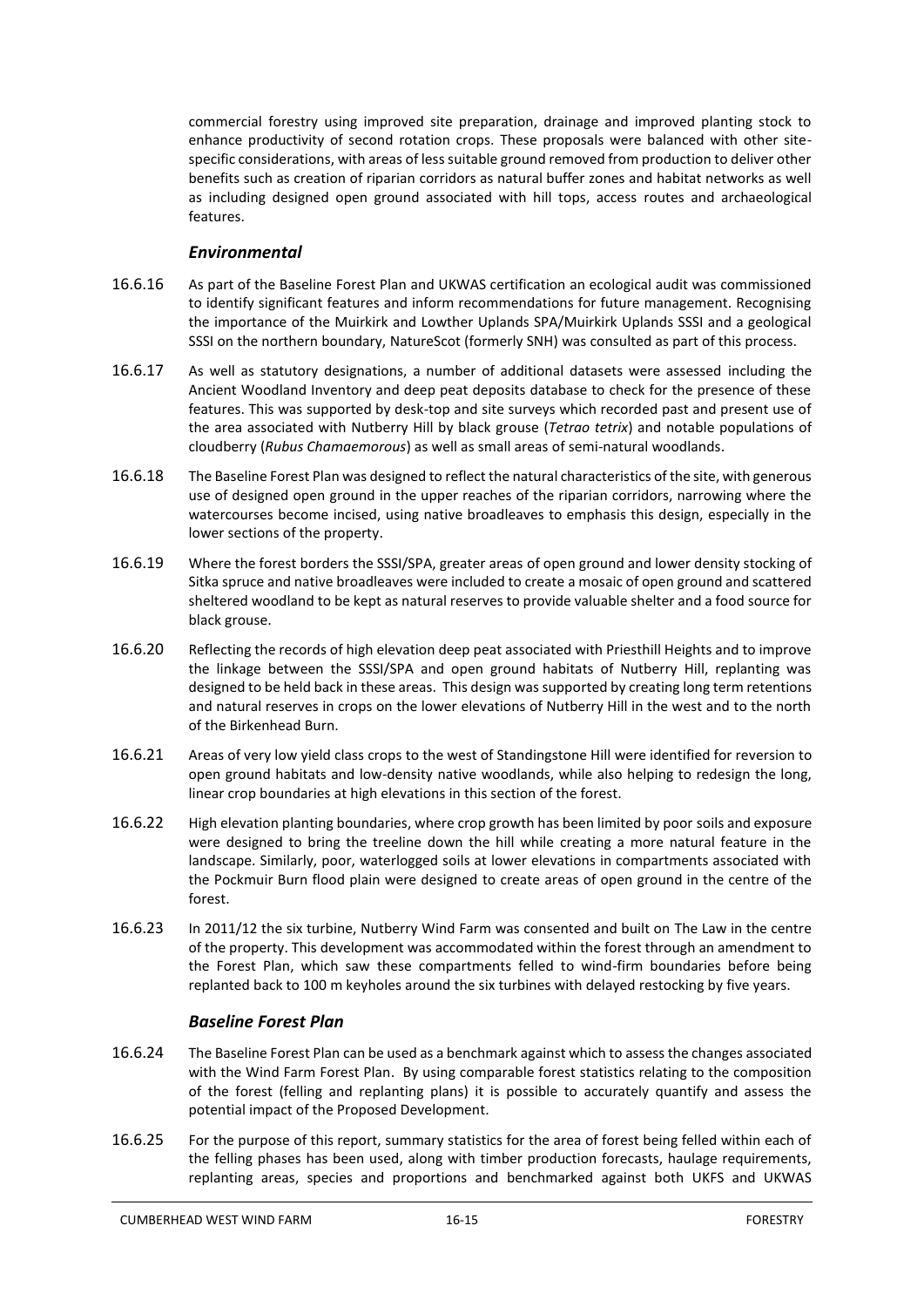commercial forestry using improved site preparation, drainage and improved planting stock to enhance productivity of second rotation crops. These proposals were balanced with other site-specific considerations, with areas of less suitable ground removed from production to deliver other benefits such as creation of riparian corridors as natural buffer zones and habitat networks as well as including designed open ground associated with hill tops, access routes and archaeological features.

### *Environmental*

16.6.16 As part of the Baseline Forest Plan and UKWAS certification an ecological audit was commissioned to identify significant features and inform recommendations for future management. Recognising the importance of the Muirkirk and Lowther Uplands SPA/Muirkirk Uplands SSSI and a geological SSSI on the northern boundary, NatureScot (formerly SNH) was consulted as part of this process.

16.6.17 As well as statutory designations, a number of additional datasets were assessed including the Ancient Woodland Inventory and deep peat deposits database to check for the presence of these features. This was supported by desk-top and site surveys which recorded past and present use of the area associated with Nutberry Hill by black grouse (*Tetrao tetrix*) and notable populations of cloudberry (*Rubus Chamaemorous*) as well as small areas of semi-natural woodlands.

16.6.18 The Baseline Forest Plan was designed to reflect the natural characteristics of the site, with generous use of designed open ground in the upper reaches of the riparian corridors, narrowing where the watercourses become incised, using native broadleaves to emphasis this design, especially in the lower sections of the property.

16.6.19 Where the forest borders the SSSI/SPA, greater areas of open ground and lower density stocking of Sitka spruce and native broadleaves were included to create a mosaic of open ground and scattered sheltered woodland to be kept as natural reserves to provide valuable shelter and a food source for black grouse.

16.6.20 Reflecting the records of high elevation deep peat associated with Priesthill Heights and to improve the linkage between the SSSI/SPA and open ground habitats of Nutberry Hill, replanting was designed to be held back in these areas. This design was supported by creating long term retentions and natural reserves in crops on the lower elevations of Nutberry Hill in the west and to the north of the Birkenhead Burn.

16.6.21 Areas of very low yield class crops to the west of Standingstone Hill were identified for reversion to open ground habitats and low-density native woodlands, while also helping to redesign the long, linear crop boundaries at high elevations in this section of the forest.

16.6.22 High elevation planting boundaries, where crop growth has been limited by poor soils and exposure were designed to bring the treeline down the hill while creating a more natural feature in the landscape. Similarly, poor, waterlogged soils at lower elevations in compartments associated with the Pockmuir Burn flood plain were designed to create areas of open ground in the centre of the forest.

16.6.23 In 2011/12 the six turbine, Nutberry Wind Farm was consented and built on The Law in the centre of the property. This development was accommodated within the forest through an amendment to the Forest Plan, which saw these compartments felled to wind-firm boundaries before being replanted back to 100 m keyholes around the six turbines with delayed restocking by five years.

### *Baseline Forest Plan*

16.6.24 The Baseline Forest Plan can be used as a benchmark against which to assess the changes associated with the Wind Farm Forest Plan. By using comparable forest statistics relating to the composition of the forest (felling and replanting plans) it is possible to accurately quantify and assess the potential impact of the Proposed Development.

16.6.25 For the purpose of this report, summary statistics for the area of forest being felled within each of the felling phases has been used, along with timber production forecasts, haulage requirements, replanting areas, species and proportions and benchmarked against both UKFS and UKWAS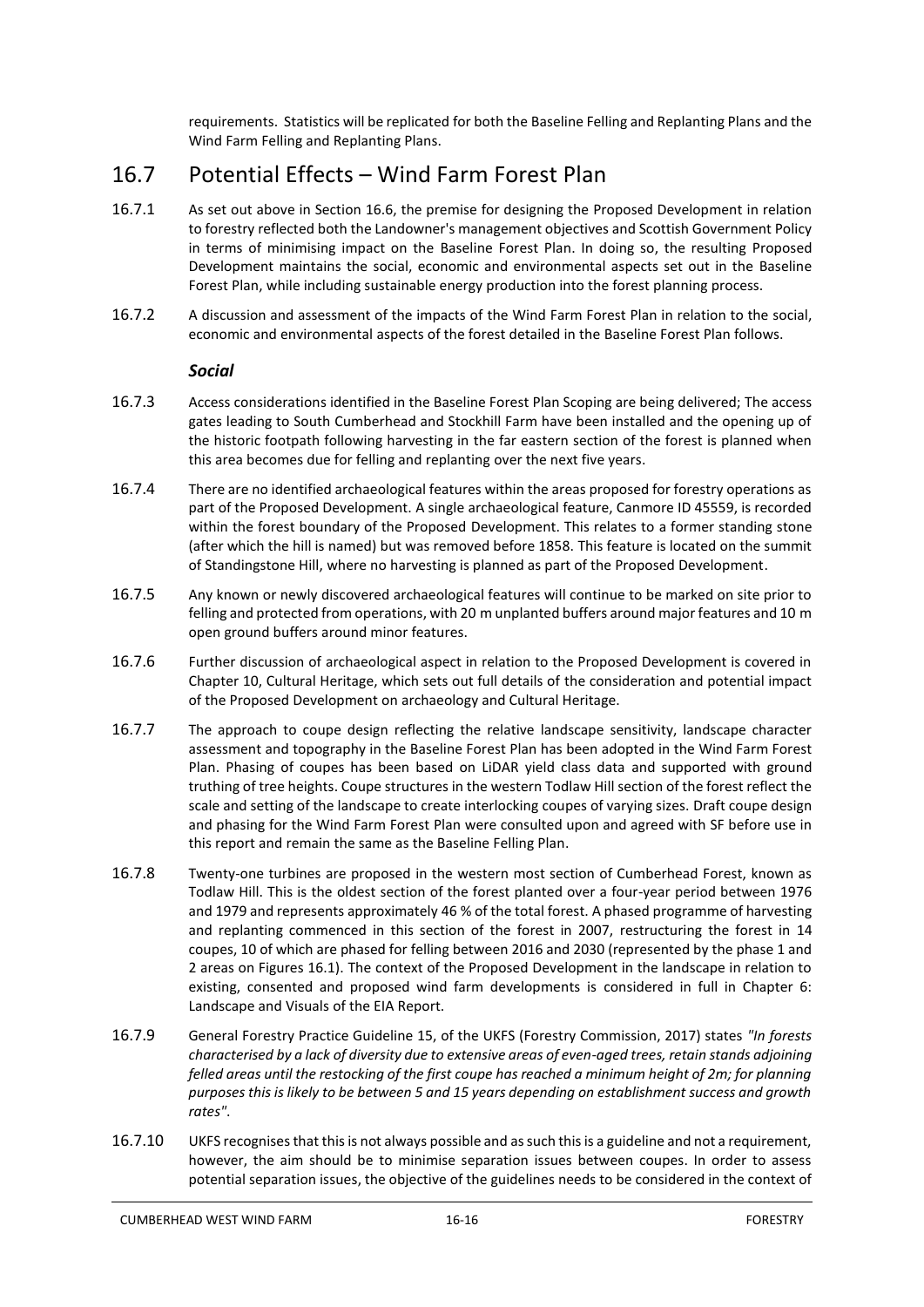requirements. Statistics will be replicated for both the Baseline Felling and Replanting Plans and the Wind Farm Felling and Replanting Plans.

## 16.7 Potential Effects – Wind Farm Forest Plan

16.7.1 As set out above in Section 16.6, the premise for designing the Proposed Development in relation to forestry reflected both the Landowner's management objectives and Scottish Government Policy in terms of minimising impact on the Baseline Forest Plan. In doing so, the resulting Proposed Development maintains the social, economic and environmental aspects set out in the Baseline Forest Plan, while including sustainable energy production into the forest planning process.

16.7.2 A discussion and assessment of the impacts of the Wind Farm Forest Plan in relation to the social, economic and environmental aspects of the forest detailed in the Baseline Forest Plan follows.

### *Social*

16.7.3 Access considerations identified in the Baseline Forest Plan Scoping are being delivered; The access gates leading to South Cumberhead and Stockhill Farm have been installed and the opening up of the historic footpath following harvesting in the far eastern section of the forest is planned when this area becomes due for felling and replanting over the next five years.

16.7.4 There are no identified archaeological features within the areas proposed for forestry operations as part of the Proposed Development. A single archaeological feature, Canmore ID 45559, is recorded within the forest boundary of the Proposed Development. This relates to a former standing stone (after which the hill is named) but was removed before 1858. This feature is located on the summit of Standingstone Hill, where no harvesting is planned as part of the Proposed Development.

16.7.5 Any known or newly discovered archaeological features will continue to be marked on site prior to felling and protected from operations, with 20 m unplanted buffers around major features and 10 m open ground buffers around minor features.

16.7.6 Further discussion of archaeological aspect in relation to the Proposed Development is covered in Chapter 10, Cultural Heritage, which sets out full details of the consideration and potential impact of the Proposed Development on archaeology and Cultural Heritage.

16.7.7 The approach to coupe design reflecting the relative landscape sensitivity, landscape character assessment and topography in the Baseline Forest Plan has been adopted in the Wind Farm Forest Plan. Phasing of coupes has been based on LiDAR yield class data and supported with ground truthing of tree heights. Coupe structures in the western Todlaw Hill section of the forest reflect the scale and setting of the landscape to create interlocking coupes of varying sizes. Draft coupe design and phasing for the Wind Farm Forest Plan were consulted upon and agreed with SF before use in this report and remain the same as the Baseline Felling Plan.

16.7.8 Twenty-one turbines are proposed in the western most section of Cumberhead Forest, known as Todlaw Hill. This is the oldest section of the forest planted over a four-year period between 1976 and 1979 and represents approximately 46 % of the total forest. A phased programme of harvesting and replanting commenced in this section of the forest in 2007, restructuring the forest in 14 coupes, 10 of which are phased for felling between 2016 and 2030 (represented by the phase 1 and 2 areas on Figures 16.1). The context of the Proposed Development in the landscape in relation to existing, consented and proposed wind farm developments is considered in full in Chapter 6: Landscape and Visuals of the EIA Report.

16.7.9 General Forestry Practice Guideline 15, of the UKFS (Forestry Commission, 2017) states *"In forests characterised by a lack of diversity due to extensive areas of even-aged trees, retain stands adjoining felled areas until the restocking of the first coupe has reached a minimum height of 2m; for planning purposes this is likely to be between 5 and 15 years depending on establishment success and growth rates"*.

16.7.10 UKFS recognises that this is not always possible and as such this is a guideline and not a requirement, however, the aim should be to minimise separation issues between coupes. In order to assess potential separation issues, the objective of the guidelines needs to be considered in the context of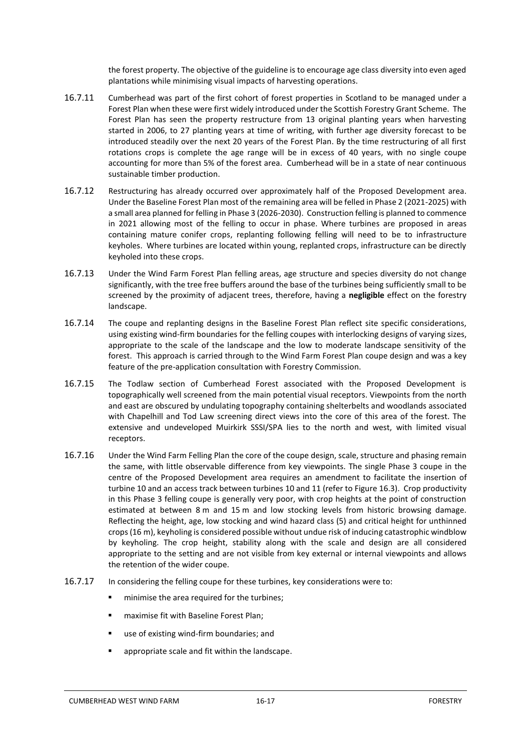the forest property. The objective of the guideline is to encourage age class diversity into even aged plantations while minimising visual impacts of harvesting operations.

16.7.11 Cumberhead was part of the first cohort of forest properties in Scotland to be managed under a Forest Plan when these were first widely introduced under the Scottish Forestry Grant Scheme. The Forest Plan has seen the property restructure from 13 original planting years when harvesting started in 2006, to 27 planting years at time of writing, with further age diversity forecast to be introduced steadily over the next 20 years of the Forest Plan. By the time restructuring of all first rotations crops is complete the age range will be in excess of 40 years, with no single coupe accounting for more than 5% of the forest area. Cumberhead will be in a state of near continuous sustainable timber production.

16.7.12 Restructuring has already occurred over approximately half of the Proposed Development area. Under the Baseline Forest Plan most of the remaining area will be felled in Phase 2 (2021-2025) with a small area planned for felling in Phase 3 (2026-2030). Construction felling is planned to commence in 2021 allowing most of the felling to occur in phase. Where turbines are proposed in areas containing mature conifer crops, replanting following felling will need to be to infrastructure keyholes. Where turbines are located within young, replanted crops, infrastructure can be directly keyholed into these crops.

16.7.13 Under the Wind Farm Forest Plan felling areas, age structure and species diversity do not change significantly, with the tree free buffers around the base of the turbines being sufficiently small to be screened by the proximity of adjacent trees, therefore, having a **negligible** effect on the forestry landscape.

16.7.14 The coupe and replanting designs in the Baseline Forest Plan reflect site specific considerations, using existing wind-firm boundaries for the felling coupes with interlocking designs of varying sizes, appropriate to the scale of the landscape and the low to moderate landscape sensitivity of the forest. This approach is carried through to the Wind Farm Forest Plan coupe design and was a key feature of the pre-application consultation with Forestry Commission.

16.7.15 The Todlaw section of Cumberhead Forest associated with the Proposed Development is topographically well screened from the main potential visual receptors. Viewpoints from the north and east are obscured by undulating topography containing shelterbelts and woodlands associated with Chapelhill and Tod Law screening direct views into the core of this area of the forest. The extensive and undeveloped Muirkirk SSSI/SPA lies to the north and west, with limited visual receptors.

16.7.16 Under the Wind Farm Felling Plan the core of the coupe design, scale, structure and phasing remain the same, with little observable difference from key viewpoints. The single Phase 3 coupe in the centre of the Proposed Development area requires an amendment to facilitate the insertion of turbine 10 and an access track between turbines 10 and 11 (refer to Figure 16.3). Crop productivity in this Phase 3 felling coupe is generally very poor, with crop heights at the point of construction estimated at between 8 m and 15 m and low stocking levels from historic browsing damage. Reflecting the height, age, low stocking and wind hazard class (5) and critical height for unthinned crops (16 m), keyholing is considered possible without undue risk of inducing catastrophic windblow by keyholing. The crop height, stability along with the scale and design are all considered appropriate to the setting and are not visible from key external or internal viewpoints and allows the retention of the wider coupe.

16.7.17 In considering the felling coupe for these turbines, key considerations were to:

- minimise the area required for the turbines;
- maximise fit with Baseline Forest Plan;
- use of existing wind-firm boundaries; and
- appropriate scale and fit within the landscape.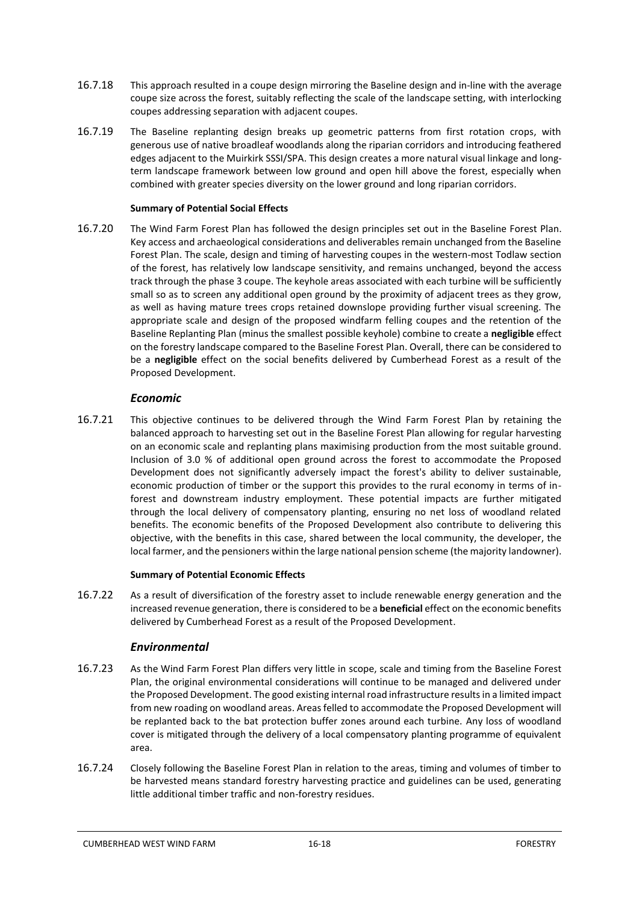16.7.18 This approach resulted in a coupe design mirroring the Baseline design and in-line with the average coupe size across the forest, suitably reflecting the scale of the landscape setting, with interlocking coupes addressing separation with adjacent coupes.

16.7.19 The Baseline replanting design breaks up geometric patterns from first rotation crops, with generous use of native broadleaf woodlands along the riparian corridors and introducing feathered edges adjacent to the Muirkirk SSSI/SPA. This design creates a more natural visual linkage and long-term landscape framework between low ground and open hill above the forest, especially when combined with greater species diversity on the lower ground and long riparian corridors.

**Summary of Potential Social Effects**

16.7.20 The Wind Farm Forest Plan has followed the design principles set out in the Baseline Forest Plan. Key access and archaeological considerations and deliverables remain unchanged from the Baseline Forest Plan. The scale, design and timing of harvesting coupes in the western-most Todlaw section of the forest, has relatively low landscape sensitivity, and remains unchanged, beyond the access track through the phase 3 coupe. The keyhole areas associated with each turbine will be sufficiently small so as to screen any additional open ground by the proximity of adjacent trees as they grow, as well as having mature trees crops retained downslope providing further visual screening. The appropriate scale and design of the proposed windfarm felling coupes and the retention of the Baseline Replanting Plan (minus the smallest possible keyhole) combine to create a **negligible** effect on the forestry landscape compared to the Baseline Forest Plan. Overall, there can be considered to be a **negligible** effect on the social benefits delivered by Cumberhead Forest as a result of the Proposed Development.

### *Economic*

16.7.21 This objective continues to be delivered through the Wind Farm Forest Plan by retaining the balanced approach to harvesting set out in the Baseline Forest Plan allowing for regular harvesting on an economic scale and replanting plans maximising production from the most suitable ground. Inclusion of 3.0 % of additional open ground across the forest to accommodate the Proposed Development does not significantly adversely impact the forest's ability to deliver sustainable, economic production of timber or the support this provides to the rural economy in terms of in-forest and downstream industry employment. These potential impacts are further mitigated through the local delivery of compensatory planting, ensuring no net loss of woodland related benefits. The economic benefits of the Proposed Development also contribute to delivering this objective, with the benefits in this case, shared between the local community, the developer, the local farmer, and the pensioners within the large national pension scheme (the majority landowner).

**Summary of Potential Economic Effects**

16.7.22 As a result of diversification of the forestry asset to include renewable energy generation and the increased revenue generation, there is considered to be a **beneficial** effect on the economic benefits delivered by Cumberhead Forest as a result of the Proposed Development.

### *Environmental*

16.7.23 As the Wind Farm Forest Plan differs very little in scope, scale and timing from the Baseline Forest Plan, the original environmental considerations will continue to be managed and delivered under the Proposed Development. The good existing internal road infrastructure results in a limited impact from new roading on woodland areas. Areas felled to accommodate the Proposed Development will be replanted back to the bat protection buffer zones around each turbine. Any loss of woodland cover is mitigated through the delivery of a local compensatory planting programme of equivalent area.

16.7.24 Closely following the Baseline Forest Plan in relation to the areas, timing and volumes of timber to be harvested means standard forestry harvesting practice and guidelines can be used, generating little additional timber traffic and non-forestry residues.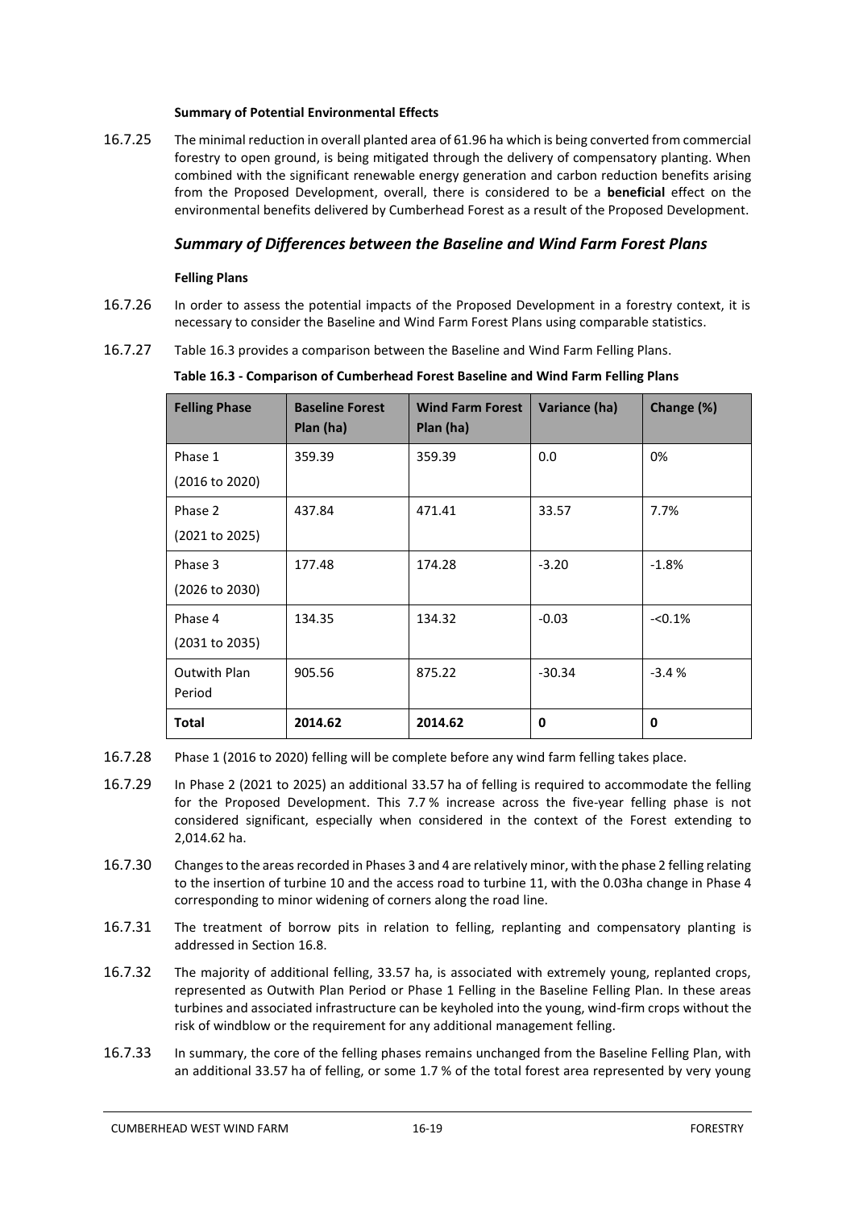**Summary of Potential Environmental Effects**

16.7.25 The minimal reduction in overall planted area of 61.96 ha which is being converted from commercial forestry to open ground, is being mitigated through the delivery of compensatory planting. When combined with the significant renewable energy generation and carbon reduction benefits arising from the Proposed Development, overall, there is considered to be a **beneficial** effect on the environmental benefits delivered by Cumberhead Forest as a result of the Proposed Development.

### *Summary of Differences between the Baseline and Wind Farm Forest Plans*

**Felling Plans**

16.7.26 In order to assess the potential impacts of the Proposed Development in a forestry context, it is necessary to consider the Baseline and Wind Farm Forest Plans using comparable statistics.

16.7.27 Table 16.3 provides a comparison between the Baseline and Wind Farm Felling Plans.

**Table 16.3 - Comparison of Cumberhead Forest Baseline and Wind Farm Felling Plans**

| Felling Phase | Baseline Forest Plan (ha) | Wind Farm Forest Plan (ha) | Variance (ha) | Change (%) |
|---|---|---|---|---|
| Phase 1 (2016 to 2020) | 359.39 | 359.39 | 0.0 | 0% |
| Phase 2 (2021 to 2025) | 437.84 | 471.41 | 33.57 | 7.7% |
| Phase 3 (2026 to 2030) | 177.48 | 174.28 | -3.20 | -1.8% |
| Phase 4 (2031 to 2035) | 134.35 | 134.32 | -0.03 | -<0.1% |
| Outwith Plan Period | 905.56 | 875.22 | -30.34 | -3.4 % |
| **Total** | **2014.62** | **2014.62** | **0** | **0** |

16.7.28 Phase 1 (2016 to 2020) felling will be complete before any wind farm felling takes place.

16.7.29 In Phase 2 (2021 to 2025) an additional 33.57 ha of felling is required to accommodate the felling for the Proposed Development. This 7.7 % increase across the five-year felling phase is not considered significant, especially when considered in the context of the Forest extending to 2,014.62 ha.

16.7.30 Changes to the areas recorded in Phases 3 and 4 are relatively minor, with the phase 2 felling relating to the insertion of turbine 10 and the access road to turbine 11, with the 0.03ha change in Phase 4 corresponding to minor widening of corners along the road line.

16.7.31 The treatment of borrow pits in relation to felling, replanting and compensatory planting is addressed in Section 16.8.

16.7.32 The majority of additional felling, 33.57 ha, is associated with extremely young, replanted crops, represented as Outwith Plan Period or Phase 1 Felling in the Baseline Felling Plan. In these areas turbines and associated infrastructure can be keyholed into the young, wind-firm crops without the risk of windblow or the requirement for any additional management felling.

16.7.33 In summary, the core of the felling phases remains unchanged from the Baseline Felling Plan, with an additional 33.57 ha of felling, or some 1.7 % of the total forest area represented by very young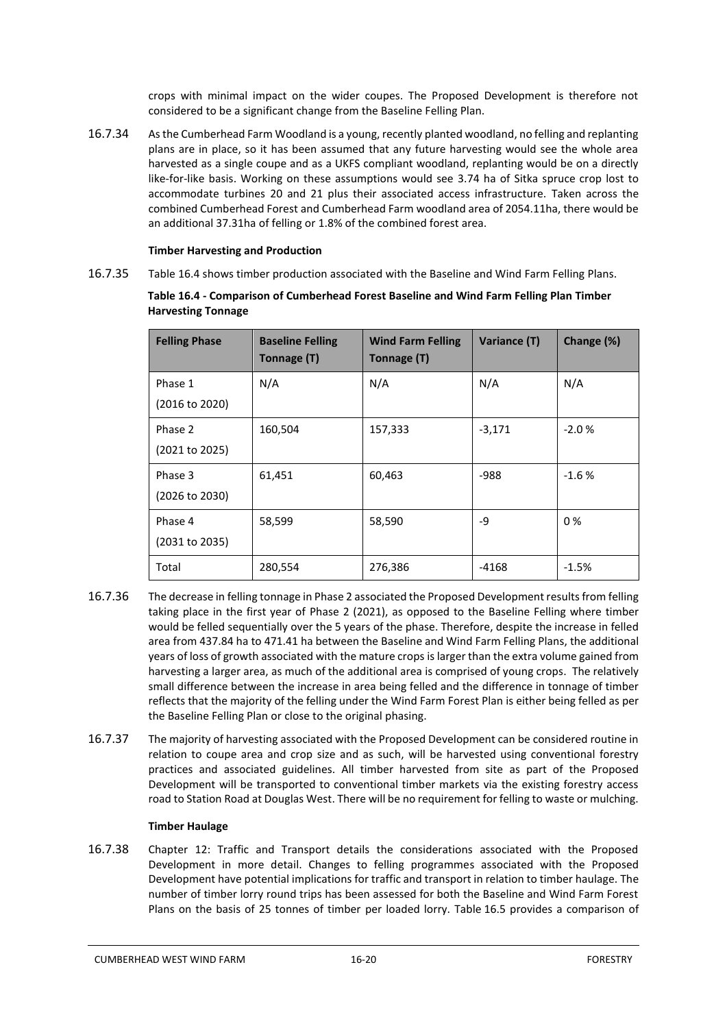crops with minimal impact on the wider coupes. The Proposed Development is therefore not considered to be a significant change from the Baseline Felling Plan.

16.7.34 As the Cumberhead Farm Woodland is a young, recently planted woodland, no felling and replanting plans are in place, so it has been assumed that any future harvesting would see the whole area harvested as a single coupe and as a UKFS compliant woodland, replanting would be on a directly like-for-like basis. Working on these assumptions would see 3.74 ha of Sitka spruce crop lost to accommodate turbines 20 and 21 plus their associated access infrastructure. Taken across the combined Cumberhead Forest and Cumberhead Farm woodland area of 2054.11ha, there would be an additional 37.31ha of felling or 1.8% of the combined forest area.

**Timber Harvesting and Production**

16.7.35 Table 16.4 shows timber production associated with the Baseline and Wind Farm Felling Plans.

**Table 16.4 - Comparison of Cumberhead Forest Baseline and Wind Farm Felling Plan Timber Harvesting Tonnage**

| Felling Phase | Baseline Felling Tonnage (T) | Wind Farm Felling Tonnage (T) | Variance (T) | Change (%) |
|---|---|---|---|---|
| Phase 1 (2016 to 2020) | N/A | N/A | N/A | N/A |
| Phase 2 (2021 to 2025) | 160,504 | 157,333 | -3,171 | -2.0 % |
| Phase 3 (2026 to 2030) | 61,451 | 60,463 | -988 | -1.6 % |
| Phase 4 (2031 to 2035) | 58,599 | 58,590 | -9 | 0 % |
| Total | 280,554 | 276,386 | -4168 | -1.5% |

16.7.36 The decrease in felling tonnage in Phase 2 associated the Proposed Development results from felling taking place in the first year of Phase 2 (2021), as opposed to the Baseline Felling where timber would be felled sequentially over the 5 years of the phase. Therefore, despite the increase in felled area from 437.84 ha to 471.41 ha between the Baseline and Wind Farm Felling Plans, the additional years of loss of growth associated with the mature crops is larger than the extra volume gained from harvesting a larger area, as much of the additional area is comprised of young crops. The relatively small difference between the increase in area being felled and the difference in tonnage of timber reflects that the majority of the felling under the Wind Farm Forest Plan is either being felled as per the Baseline Felling Plan or close to the original phasing.

16.7.37 The majority of harvesting associated with the Proposed Development can be considered routine in relation to coupe area and crop size and as such, will be harvested using conventional forestry practices and associated guidelines. All timber harvested from site as part of the Proposed Development will be transported to conventional timber markets via the existing forestry access road to Station Road at Douglas West. There will be no requirement for felling to waste or mulching.

**Timber Haulage**

16.7.38 Chapter 12: Traffic and Transport details the considerations associated with the Proposed Development in more detail. Changes to felling programmes associated with the Proposed Development have potential implications for traffic and transport in relation to timber haulage. The number of timber lorry round trips has been assessed for both the Baseline and Wind Farm Forest Plans on the basis of 25 tonnes of timber per loaded lorry. Table 16.5 provides a comparison of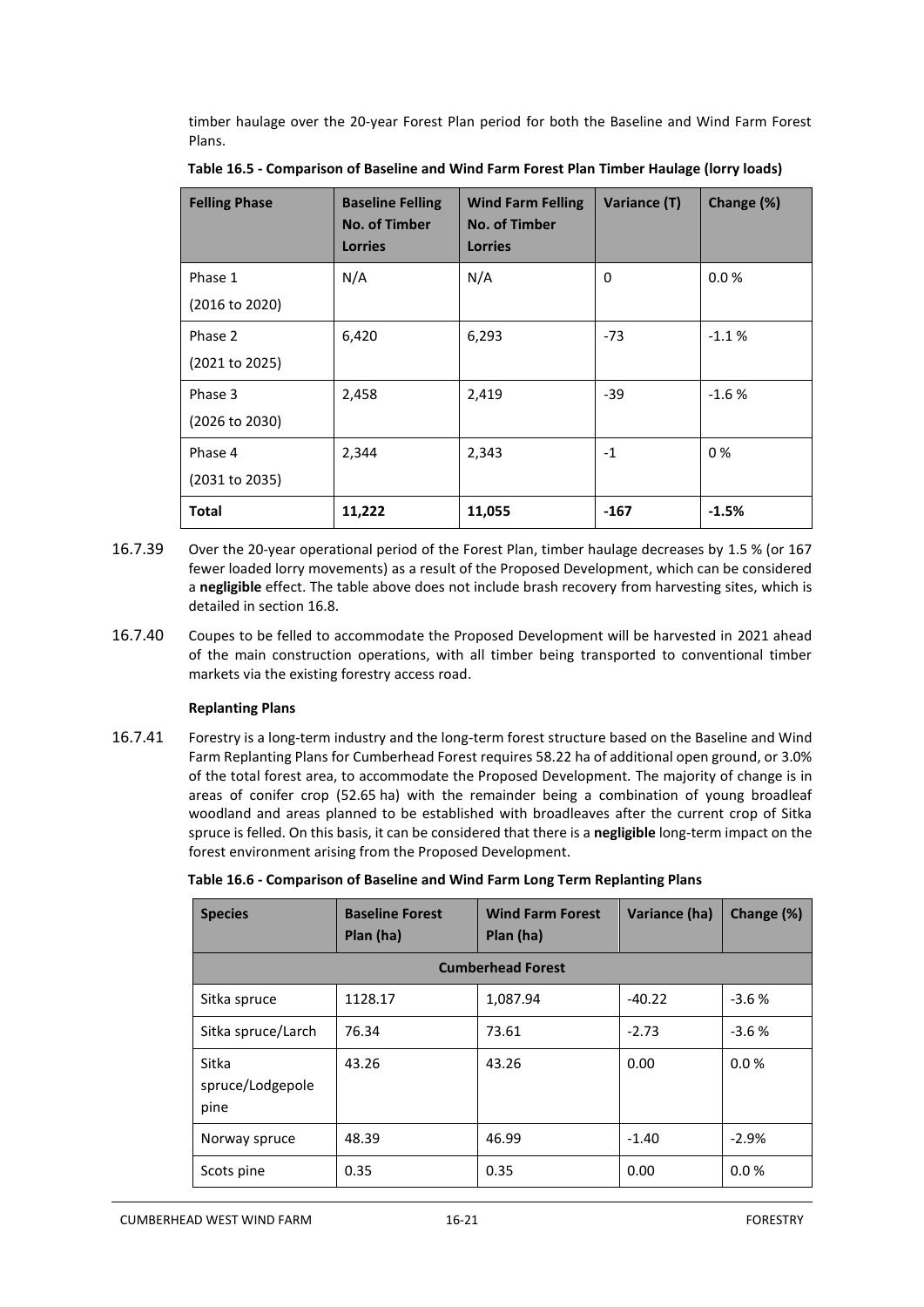timber haulage over the 20-year Forest Plan period for both the Baseline and Wind Farm Forest Plans.

**Table 16.5 - Comparison of Baseline and Wind Farm Forest Plan Timber Haulage (lorry loads)**

| Felling Phase | Baseline Felling No. of Timber Lorries | Wind Farm Felling No. of Timber Lorries | Variance (T) | Change (%) |
|---|---|---|---|---|
| Phase 1 (2016 to 2020) | N/A | N/A | 0 | 0.0 % |
| Phase 2 (2021 to 2025) | 6,420 | 6,293 | -73 | -1.1 % |
| Phase 3 (2026 to 2030) | 2,458 | 2,419 | -39 | -1.6 % |
| Phase 4 (2031 to 2035) | 2,344 | 2,343 | -1 | 0 % |
| **Total** | **11,222** | **11,055** | **-167** | **-1.5%** |

16.7.39 Over the 20-year operational period of the Forest Plan, timber haulage decreases by 1.5 % (or 167 fewer loaded lorry movements) as a result of the Proposed Development, which can be considered a **negligible** effect. The table above does not include brash recovery from harvesting sites, which is detailed in section 16.8.

16.7.40 Coupes to be felled to accommodate the Proposed Development will be harvested in 2021 ahead of the main construction operations, with all timber being transported to conventional timber markets via the existing forestry access road.

**Replanting Plans**

16.7.41 Forestry is a long-term industry and the long-term forest structure based on the Baseline and Wind Farm Replanting Plans for Cumberhead Forest requires 58.22 ha of additional open ground, or 3.0% of the total forest area, to accommodate the Proposed Development. The majority of change is in areas of conifer crop (52.65 ha) with the remainder being a combination of young broadleaf woodland and areas planned to be established with broadleaves after the current crop of Sitka spruce is felled. On this basis, it can be considered that there is a **negligible** long-term impact on the forest environment arising from the Proposed Development.

**Table 16.6 - Comparison of Baseline and Wind Farm Long Term Replanting Plans**

| Species | Baseline Forest Plan (ha) | Wind Farm Forest Plan (ha) | Variance (ha) | Change (%) |
|---|---|---|---|---|
| **Cumberhead Forest** | | | | |
| Sitka spruce | 1128.17 | 1,087.94 | -40.22 | -3.6 % |
| Sitka spruce/Larch | 76.34 | 73.61 | -2.73 | -3.6 % |
| Sitka spruce/Lodgepole pine | 43.26 | 43.26 | 0.00 | 0.0 % |
| Norway spruce | 48.39 | 46.99 | -1.40 | -2.9% |
| Scots pine | 0.35 | 0.35 | 0.00 | 0.0 % |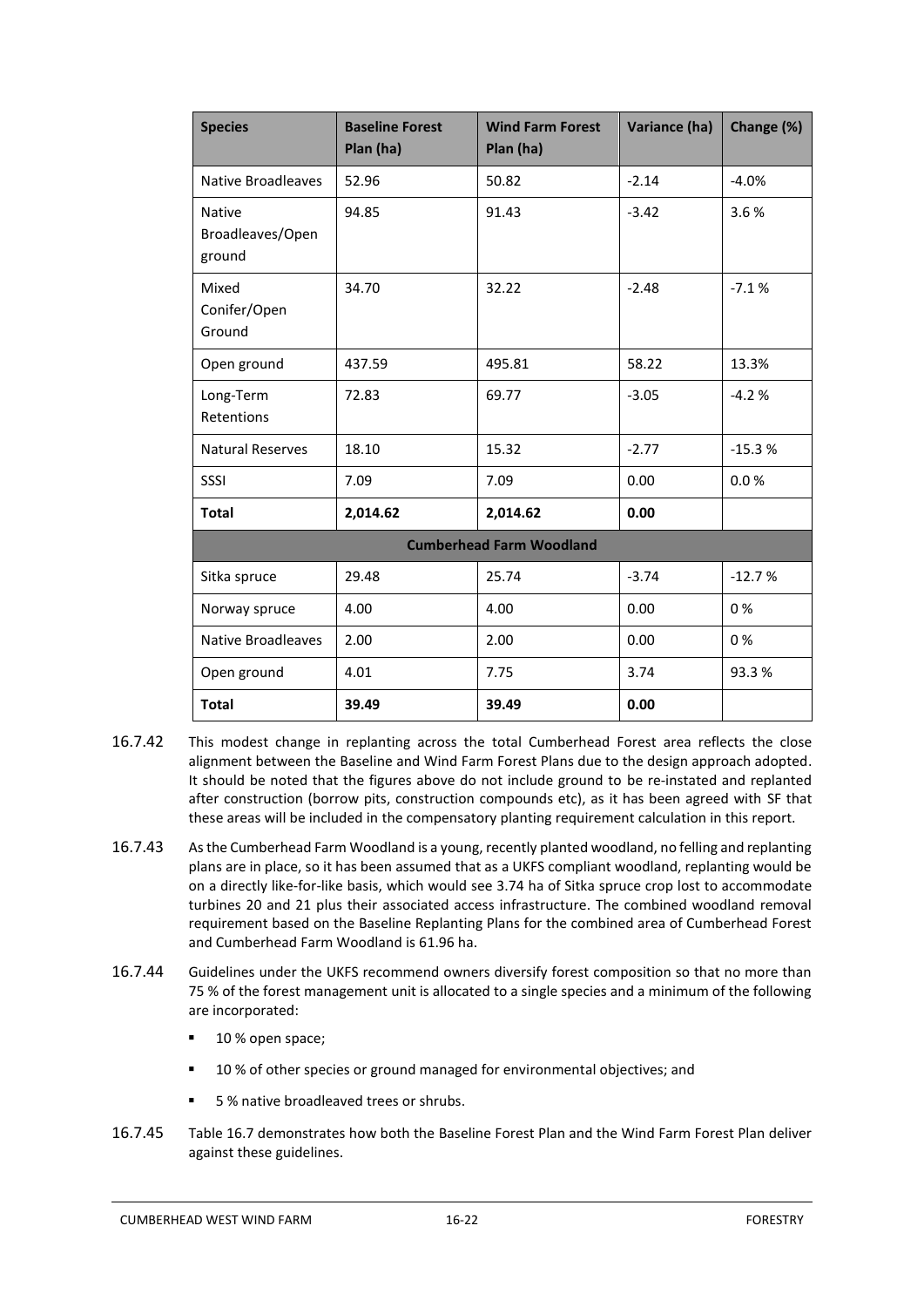| Species | Baseline Forest Plan (ha) | Wind Farm Forest Plan (ha) | Variance (ha) | Change (%) |
|---|---|---|---|---|
| Native Broadleaves | 52.96 | 50.82 | -2.14 | -4.0% |
| Native Broadleaves/Open ground | 94.85 | 91.43 | -3.42 | 3.6 % |
| Mixed Conifer/Open Ground | 34.70 | 32.22 | -2.48 | -7.1 % |
| Open ground | 437.59 | 495.81 | 58.22 | 13.3% |
| Long-Term Retentions | 72.83 | 69.77 | -3.05 | -4.2 % |
| Natural Reserves | 18.10 | 15.32 | -2.77 | -15.3 % |
| SSSI | 7.09 | 7.09 | 0.00 | 0.0 % |
| **Total** | **2,014.62** | **2,014.62** | **0.00** | |
| **Cumberhead Farm Woodland** | | | | |
| Sitka spruce | 29.48 | 25.74 | -3.74 | -12.7 % |
| Norway spruce | 4.00 | 4.00 | 0.00 | 0 % |
| Native Broadleaves | 2.00 | 2.00 | 0.00 | 0 % |
| Open ground | 4.01 | 7.75 | 3.74 | 93.3 % |
| **Total** | **39.49** | **39.49** | **0.00** | |

16.7.42 This modest change in replanting across the total Cumberhead Forest area reflects the close alignment between the Baseline and Wind Farm Forest Plans due to the design approach adopted. It should be noted that the figures above do not include ground to be re-instated and replanted after construction (borrow pits, construction compounds etc), as it has been agreed with SF that these areas will be included in the compensatory planting requirement calculation in this report.

16.7.43 As the Cumberhead Farm Woodland is a young, recently planted woodland, no felling and replanting plans are in place, so it has been assumed that as a UKFS compliant woodland, replanting would be on a directly like-for-like basis, which would see 3.74 ha of Sitka spruce crop lost to accommodate turbines 20 and 21 plus their associated access infrastructure. The combined woodland removal requirement based on the Baseline Replanting Plans for the combined area of Cumberhead Forest and Cumberhead Farm Woodland is 61.96 ha.

16.7.44 Guidelines under the UKFS recommend owners diversify forest composition so that no more than 75 % of the forest management unit is allocated to a single species and a minimum of the following are incorporated:

- 10 % open space;
- 10 % of other species or ground managed for environmental objectives; and
- 5 % native broadleaved trees or shrubs.

16.7.45 Table 16.7 demonstrates how both the Baseline Forest Plan and the Wind Farm Forest Plan deliver against these guidelines.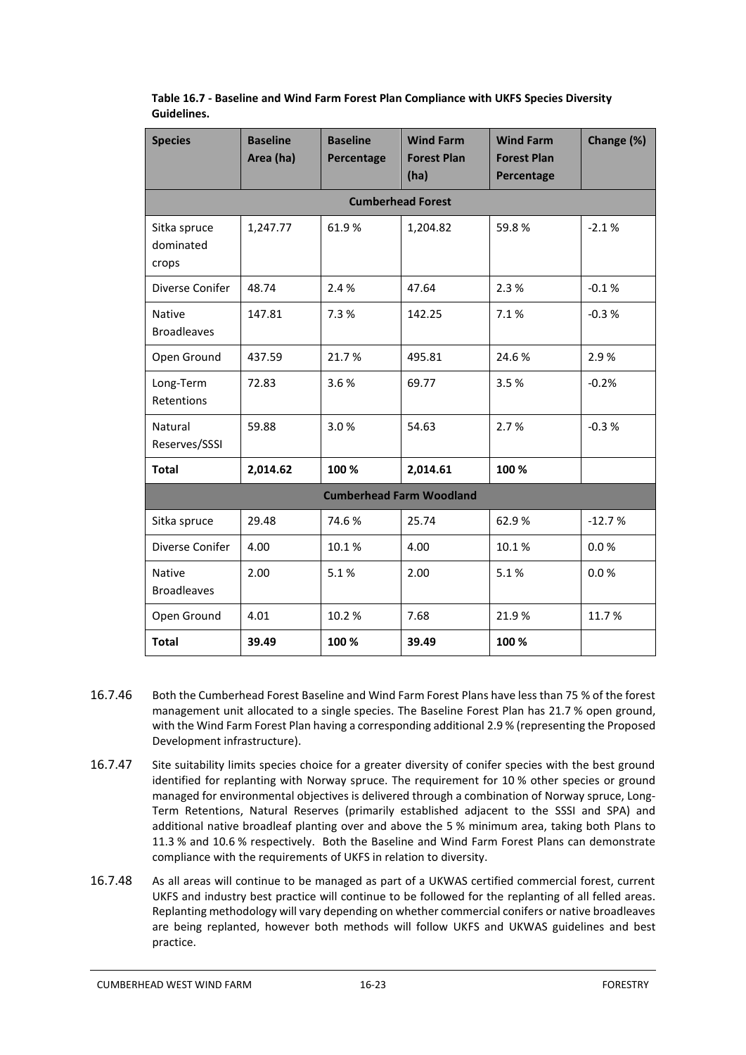**Table 16.7 - Baseline and Wind Farm Forest Plan Compliance with UKFS Species Diversity Guidelines.**

| Species | Baseline Area (ha) | Baseline Percentage | Wind Farm Forest Plan (ha) | Wind Farm Forest Plan Percentage | Change (%) |
|---|---|---|---|---|---|
| **Cumberhead Forest** | | | | | |
| Sitka spruce dominated crops | 1,247.77 | 61.9 % | 1,204.82 | 59.8 % | -2.1 % |
| Diverse Conifer | 48.74 | 2.4 % | 47.64 | 2.3 % | -0.1 % |
| Native Broadleaves | 147.81 | 7.3 % | 142.25 | 7.1 % | -0.3 % |
| Open Ground | 437.59 | 21.7 % | 495.81 | 24.6 % | 2.9 % |
| Long-Term Retentions | 72.83 | 3.6 % | 69.77 | 3.5 % | -0.2% |
| Natural Reserves/SSSI | 59.88 | 3.0 % | 54.63 | 2.7 % | -0.3 % |
| **Total** | **2,014.62** | **100 %** | **2,014.61** | **100 %** | |
| **Cumberhead Farm Woodland** | | | | | |
| Sitka spruce | 29.48 | 74.6 % | 25.74 | 62.9 % | -12.7 % |
| Diverse Conifer | 4.00 | 10.1 % | 4.00 | 10.1 % | 0.0 % |
| Native Broadleaves | 2.00 | 5.1 % | 2.00 | 5.1 % | 0.0 % |
| Open Ground | 4.01 | 10.2 % | 7.68 | 21.9 % | 11.7 % |
| **Total** | **39.49** | **100 %** | **39.49** | **100 %** | |

16.7.46 Both the Cumberhead Forest Baseline and Wind Farm Forest Plans have less than 75 % of the forest management unit allocated to a single species. The Baseline Forest Plan has 21.7 % open ground, with the Wind Farm Forest Plan having a corresponding additional 2.9 % (representing the Proposed Development infrastructure).

16.7.47 Site suitability limits species choice for a greater diversity of conifer species with the best ground identified for replanting with Norway spruce. The requirement for 10 % other species or ground managed for environmental objectives is delivered through a combination of Norway spruce, Long-Term Retentions, Natural Reserves (primarily established adjacent to the SSSI and SPA) and additional native broadleaf planting over and above the 5 % minimum area, taking both Plans to 11.3 % and 10.6 % respectively. Both the Baseline and Wind Farm Forest Plans can demonstrate compliance with the requirements of UKFS in relation to diversity.

16.7.48 As all areas will continue to be managed as part of a UKWAS certified commercial forest, current UKFS and industry best practice will continue to be followed for the replanting of all felled areas. Replanting methodology will vary depending on whether commercial conifers or native broadleaves are being replanted, however both methods will follow UKFS and UKWAS guidelines and best practice.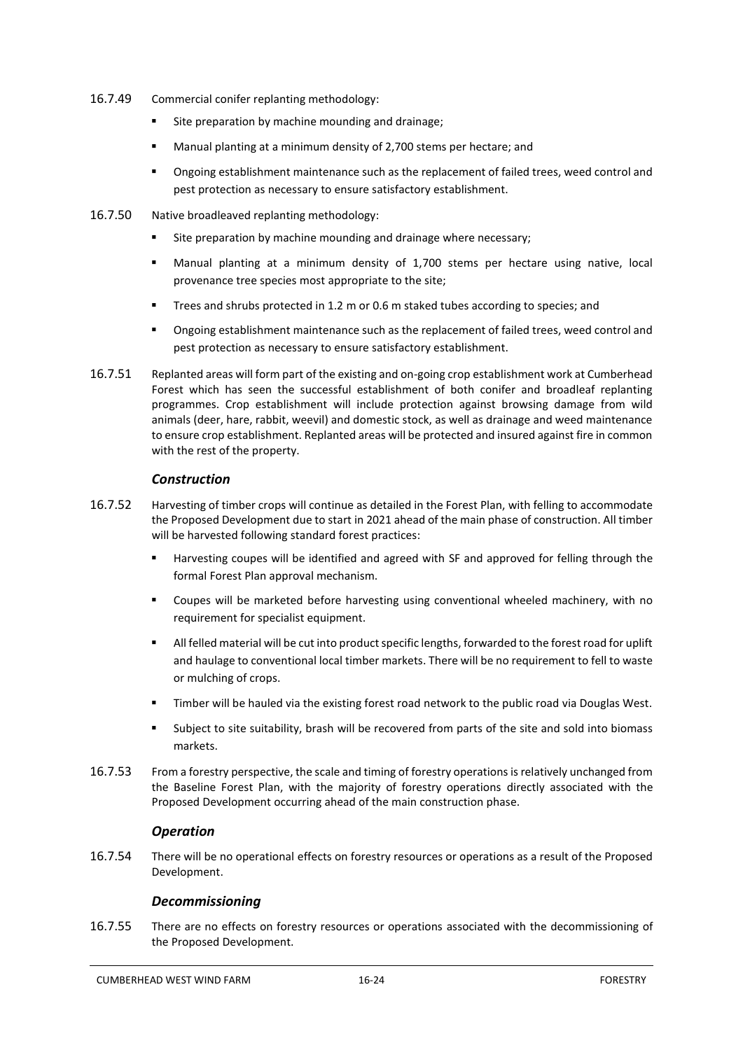16.7.49 Commercial conifer replanting methodology:

- Site preparation by machine mounding and drainage;
- Manual planting at a minimum density of 2,700 stems per hectare; and
- Ongoing establishment maintenance such as the replacement of failed trees, weed control and pest protection as necessary to ensure satisfactory establishment.

16.7.50 Native broadleaved replanting methodology:

- Site preparation by machine mounding and drainage where necessary;
- Manual planting at a minimum density of 1,700 stems per hectare using native, local provenance tree species most appropriate to the site;
- Trees and shrubs protected in 1.2 m or 0.6 m staked tubes according to species; and
- Ongoing establishment maintenance such as the replacement of failed trees, weed control and pest protection as necessary to ensure satisfactory establishment.

16.7.51 Replanted areas will form part of the existing and on-going crop establishment work at Cumberhead Forest which has seen the successful establishment of both conifer and broadleaf replanting programmes. Crop establishment will include protection against browsing damage from wild animals (deer, hare, rabbit, weevil) and domestic stock, as well as drainage and weed maintenance to ensure crop establishment. Replanted areas will be protected and insured against fire in common with the rest of the property.

### *Construction*

16.7.52 Harvesting of timber crops will continue as detailed in the Forest Plan, with felling to accommodate the Proposed Development due to start in 2021 ahead of the main phase of construction. All timber will be harvested following standard forest practices:

- Harvesting coupes will be identified and agreed with SF and approved for felling through the formal Forest Plan approval mechanism.
- Coupes will be marketed before harvesting using conventional wheeled machinery, with no requirement for specialist equipment.
- All felled material will be cut into product specific lengths, forwarded to the forest road for uplift and haulage to conventional local timber markets. There will be no requirement to fell to waste or mulching of crops.
- Timber will be hauled via the existing forest road network to the public road via Douglas West.
- Subject to site suitability, brash will be recovered from parts of the site and sold into biomass markets.

16.7.53 From a forestry perspective, the scale and timing of forestry operations is relatively unchanged from the Baseline Forest Plan, with the majority of forestry operations directly associated with the Proposed Development occurring ahead of the main construction phase.

### *Operation*

16.7.54 There will be no operational effects on forestry resources or operations as a result of the Proposed Development.

### *Decommissioning*

16.7.55 There are no effects on forestry resources or operations associated with the decommissioning of the Proposed Development.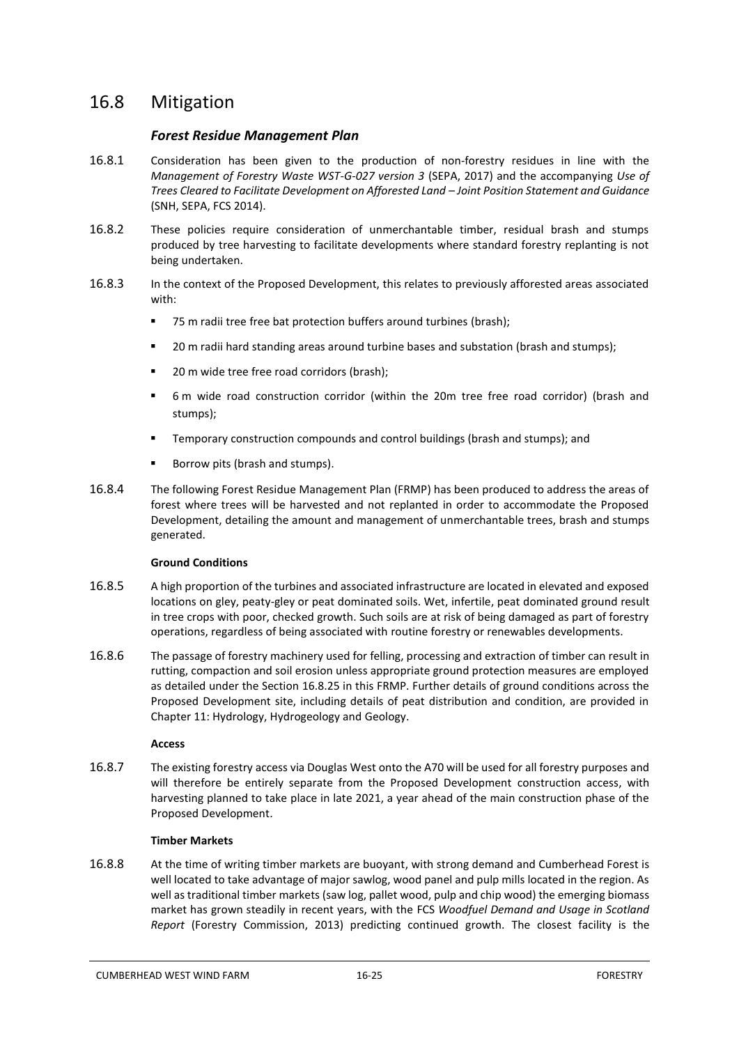## 16.8 Mitigation

### *Forest Residue Management Plan*

16.8.1 Consideration has been given to the production of non-forestry residues in line with the *Management of Forestry Waste WST-G-027 version 3* (SEPA, 2017) and the accompanying *Use of Trees Cleared to Facilitate Development on Afforested Land – Joint Position Statement and Guidance* (SNH, SEPA, FCS 2014).

16.8.2 These policies require consideration of unmerchantable timber, residual brash and stumps produced by tree harvesting to facilitate developments where standard forestry replanting is not being undertaken.

16.8.3 In the context of the Proposed Development, this relates to previously afforested areas associated with:

- 75 m radii tree free bat protection buffers around turbines (brash);
- 20 m radii hard standing areas around turbine bases and substation (brash and stumps);
- 20 m wide tree free road corridors (brash);
- 6 m wide road construction corridor (within the 20m tree free road corridor) (brash and stumps);
- Temporary construction compounds and control buildings (brash and stumps); and
- Borrow pits (brash and stumps).

16.8.4 The following Forest Residue Management Plan (FRMP) has been produced to address the areas of forest where trees will be harvested and not replanted in order to accommodate the Proposed Development, detailing the amount and management of unmerchantable trees, brash and stumps generated.

**Ground Conditions**

16.8.5 A high proportion of the turbines and associated infrastructure are located in elevated and exposed locations on gley, peaty-gley or peat dominated soils. Wet, infertile, peat dominated ground result in tree crops with poor, checked growth. Such soils are at risk of being damaged as part of forestry operations, regardless of being associated with routine forestry or renewables developments.

16.8.6 The passage of forestry machinery used for felling, processing and extraction of timber can result in rutting, compaction and soil erosion unless appropriate ground protection measures are employed as detailed under the Section 16.8.25 in this FRMP. Further details of ground conditions across the Proposed Development site, including details of peat distribution and condition, are provided in Chapter 11: Hydrology, Hydrogeology and Geology.

**Access**

16.8.7 The existing forestry access via Douglas West onto the A70 will be used for all forestry purposes and will therefore be entirely separate from the Proposed Development construction access, with harvesting planned to take place in late 2021, a year ahead of the main construction phase of the Proposed Development.

**Timber Markets**

16.8.8 At the time of writing timber markets are buoyant, with strong demand and Cumberhead Forest is well located to take advantage of major sawlog, wood panel and pulp mills located in the region. As well as traditional timber markets (saw log, pallet wood, pulp and chip wood) the emerging biomass market has grown steadily in recent years, with the FCS *Woodfuel Demand and Usage in Scotland Report* (Forestry Commission, 2013) predicting continued growth. The closest facility is the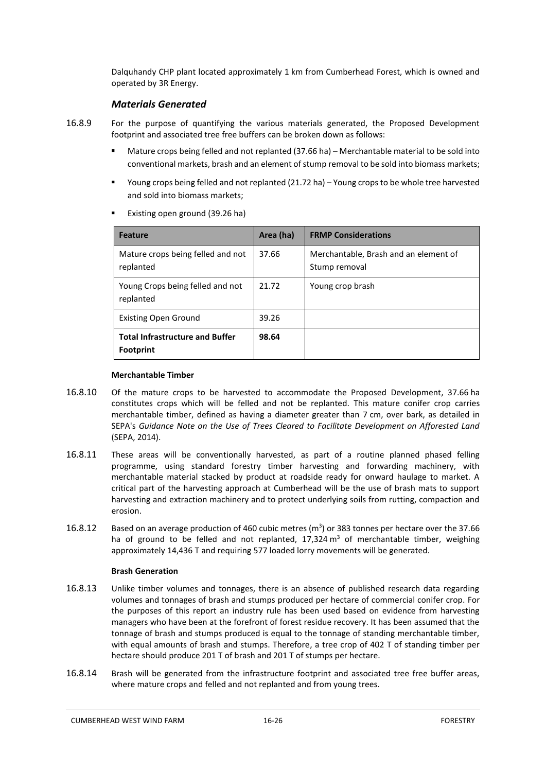Dalquhandy CHP plant located approximately 1 km from Cumberhead Forest, which is owned and operated by 3R Energy.

### *Materials Generated*

16.8.9 For the purpose of quantifying the various materials generated, the Proposed Development footprint and associated tree free buffers can be broken down as follows:

- Mature crops being felled and not replanted (37.66 ha) – Merchantable material to be sold into conventional markets, brash and an element of stump removal to be sold into biomass markets;
- Young crops being felled and not replanted (21.72 ha) – Young crops to be whole tree harvested and sold into biomass markets;
- Existing open ground (39.26 ha)

| Feature | Area (ha) | FRMP Considerations |
|---|---|---|
| Mature crops being felled and not replanted | 37.66 | Merchantable, Brash and an element of Stump removal |
| Young Crops being felled and not replanted | 21.72 | Young crop brash |
| Existing Open Ground | 39.26 | |
| **Total Infrastructure and Buffer Footprint** | **98.64** | |

#### Merchantable Timber

16.8.10 Of the mature crops to be harvested to accommodate the Proposed Development, 37.66 ha constitutes crops which will be felled and not be replanted. This mature conifer crop carries merchantable timber, defined as having a diameter greater than 7 cm, over bark, as detailed in SEPA's *Guidance Note on the Use of Trees Cleared to Facilitate Development on Afforested Land* (SEPA, 2014).

16.8.11 These areas will be conventionally harvested, as part of a routine planned phased felling programme, using standard forestry timber harvesting and forwarding machinery, with merchantable material stacked by product at roadside ready for onward haulage to market. A critical part of the harvesting approach at Cumberhead will be the use of brash mats to support harvesting and extraction machinery and to protect underlying soils from rutting, compaction and erosion.

16.8.12 Based on an average production of 460 cubic metres ($m^3$) or 383 tonnes per hectare over the 37.66 ha of ground to be felled and not replanted, 17,324 $m^3$ of merchantable timber, weighing approximately 14,436 T and requiring 577 loaded lorry movements will be generated.

#### Brash Generation

16.8.13 Unlike timber volumes and tonnages, there is an absence of published research data regarding volumes and tonnages of brash and stumps produced per hectare of commercial conifer crop. For the purposes of this report an industry rule has been used based on evidence from harvesting managers who have been at the forefront of forest residue recovery. It has been assumed that the tonnage of brash and stumps produced is equal to the tonnage of standing merchantable timber, with equal amounts of brash and stumps. Therefore, a tree crop of 402 T of standing timber per hectare should produce 201 T of brash and 201 T of stumps per hectare.

16.8.14 Brash will be generated from the infrastructure footprint and associated tree free buffer areas, where mature crops and felled and not replanted and from young trees.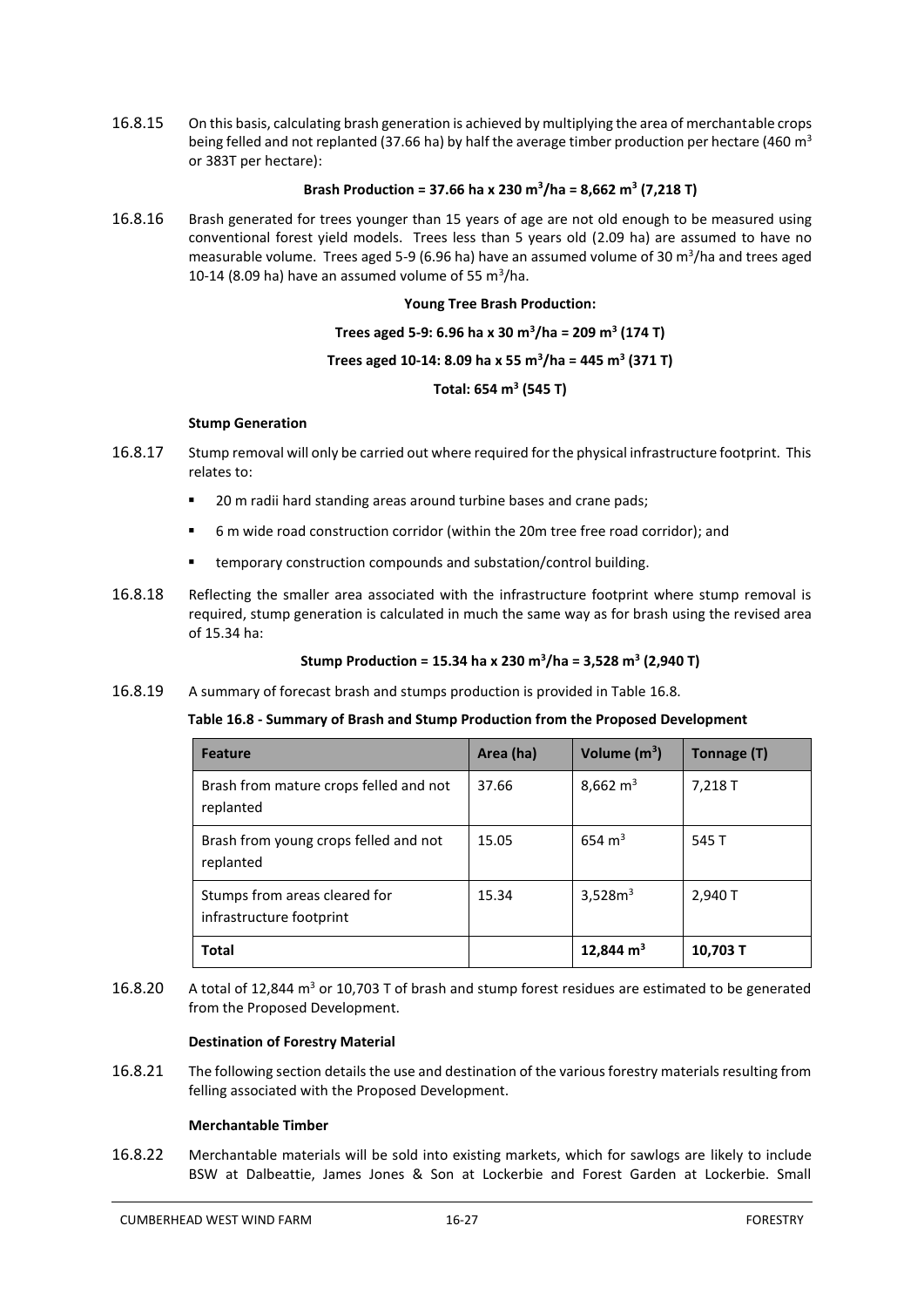16.8.15 On this basis, calculating brash generation is achieved by multiplying the area of merchantable crops being felled and not replanted (37.66 ha) by half the average timber production per hectare (460 $m^3$ or 383T per hectare):

**Brash Production = 37.66 ha x 230 $m^3$/ha = 8,662 $m^3$ (7,218 T)**

16.8.16 Brash generated for trees younger than 15 years of age are not old enough to be measured using conventional forest yield models. Trees less than 5 years old (2.09 ha) are assumed to have no measurable volume. Trees aged 5-9 (6.96 ha) have an assumed volume of 30 $m^3$/ha and trees aged 10-14 (8.09 ha) have an assumed volume of 55 $m^3$/ha.

**Young Tree Brash Production:**

**Trees aged 5-9: 6.96 ha x 30 $m^3$/ha = 209 $m^3$ (174 T)**

**Trees aged 10-14: 8.09 ha x 55 $m^3$/ha = 445 $m^3$ (371 T)**

**Total: 654 $m^3$ (545 T)**

**Stump Generation**

16.8.17 Stump removal will only be carried out where required for the physical infrastructure footprint. This relates to:

- 20 m radii hard standing areas around turbine bases and crane pads;
- 6 m wide road construction corridor (within the 20m tree free road corridor); and
- temporary construction compounds and substation/control building.

16.8.18 Reflecting the smaller area associated with the infrastructure footprint where stump removal is required, stump generation is calculated in much the same way as for brash using the revised area of 15.34 ha:

**Stump Production = 15.34 ha x 230 $m^3$/ha = 3,528 $m^3$ (2,940 T)**

16.8.19 A summary of forecast brash and stumps production is provided in Table 16.8.

**Table 16.8 - Summary of Brash and Stump Production from the Proposed Development**

| Feature | Area (ha) | Volume ($m^3$) | Tonnage (T) |
|---|---|---|---|
| Brash from mature crops felled and not replanted | 37.66 | 8,662 $m^3$ | 7,218 T |
| Brash from young crops felled and not replanted | 15.05 | 654 $m^3$ | 545 T |
| Stumps from areas cleared for infrastructure footprint | 15.34 | 3,528$m^3$ | 2,940 T |
| **Total** | | **12,844 $m^3$** | **10,703 T** |

16.8.20 A total of 12,844 $m^3$ or 10,703 T of brash and stump forest residues are estimated to be generated from the Proposed Development.

**Destination of Forestry Material**

16.8.21 The following section details the use and destination of the various forestry materials resulting from felling associated with the Proposed Development.

**Merchantable Timber**

16.8.22 Merchantable materials will be sold into existing markets, which for sawlogs are likely to include BSW at Dalbeattie, James Jones & Son at Lockerbie and Forest Garden at Lockerbie. Small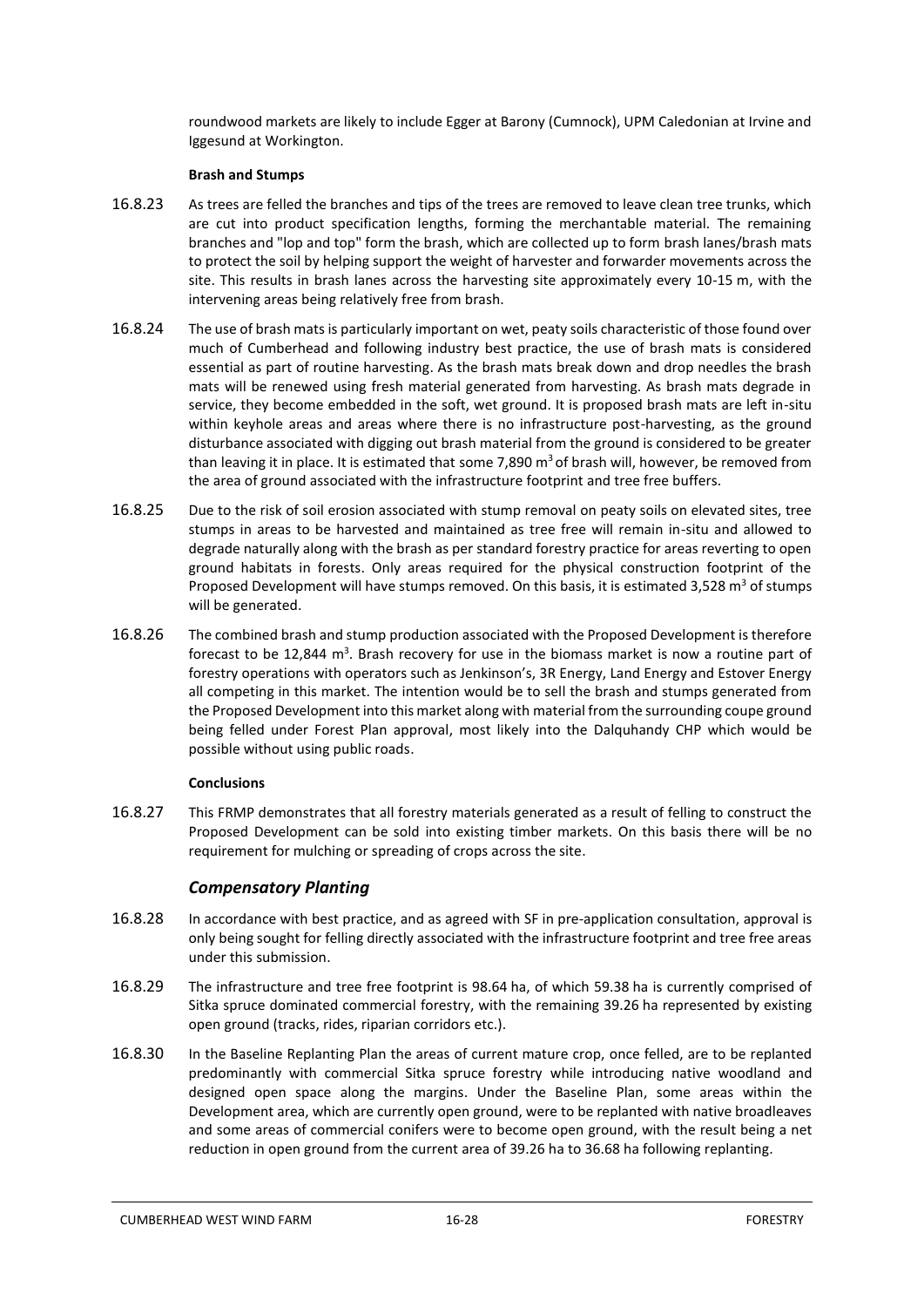roundwood markets are likely to include Egger at Barony (Cumnock), UPM Caledonian at Irvine and Iggesund at Workington.

**Brash and Stumps**

16.8.23 As trees are felled the branches and tips of the trees are removed to leave clean tree trunks, which are cut into product specification lengths, forming the merchantable material. The remaining branches and "lop and top" form the brash, which are collected up to form brash lanes/brash mats to protect the soil by helping support the weight of harvester and forwarder movements across the site. This results in brash lanes across the harvesting site approximately every 10-15 m, with the intervening areas being relatively free from brash.

16.8.24 The use of brash mats is particularly important on wet, peaty soils characteristic of those found over much of Cumberhead and following industry best practice, the use of brash mats is considered essential as part of routine harvesting. As the brash mats break down and drop needles the brash mats will be renewed using fresh material generated from harvesting. As brash mats degrade in service, they become embedded in the soft, wet ground. It is proposed brash mats are left in-situ within keyhole areas and areas where there is no infrastructure post-harvesting, as the ground disturbance associated with digging out brash material from the ground is considered to be greater than leaving it in place. It is estimated that some 7,890 m$^3$ of brash will, however, be removed from the area of ground associated with the infrastructure footprint and tree free buffers.

16.8.25 Due to the risk of soil erosion associated with stump removal on peaty soils on elevated sites, tree stumps in areas to be harvested and maintained as tree free will remain in-situ and allowed to degrade naturally along with the brash as per standard forestry practice for areas reverting to open ground habitats in forests. Only areas required for the physical construction footprint of the Proposed Development will have stumps removed. On this basis, it is estimated 3,528 m$^3$ of stumps will be generated.

16.8.26 The combined brash and stump production associated with the Proposed Development is therefore forecast to be 12,844 m$^3$. Brash recovery for use in the biomass market is now a routine part of forestry operations with operators such as Jenkinson's, 3R Energy, Land Energy and Estover Energy all competing in this market. The intention would be to sell the brash and stumps generated from the Proposed Development into this market along with material from the surrounding coupe ground being felled under Forest Plan approval, most likely into the Dalquhandy CHP which would be possible without using public roads.

**Conclusions**

16.8.27 This FRMP demonstrates that all forestry materials generated as a result of felling to construct the Proposed Development can be sold into existing timber markets. On this basis there will be no requirement for mulching or spreading of crops across the site.

### *Compensatory Planting*

16.8.28 In accordance with best practice, and as agreed with SF in pre-application consultation, approval is only being sought for felling directly associated with the infrastructure footprint and tree free areas under this submission.

16.8.29 The infrastructure and tree free footprint is 98.64 ha, of which 59.38 ha is currently comprised of Sitka spruce dominated commercial forestry, with the remaining 39.26 ha represented by existing open ground (tracks, rides, riparian corridors etc.).

16.8.30 In the Baseline Replanting Plan the areas of current mature crop, once felled, are to be replanted predominantly with commercial Sitka spruce forestry while introducing native woodland and designed open space along the margins. Under the Baseline Plan, some areas within the Development area, which are currently open ground, were to be replanted with native broadleaves and some areas of commercial conifers were to become open ground, with the result being a net reduction in open ground from the current area of 39.26 ha to 36.68 ha following replanting.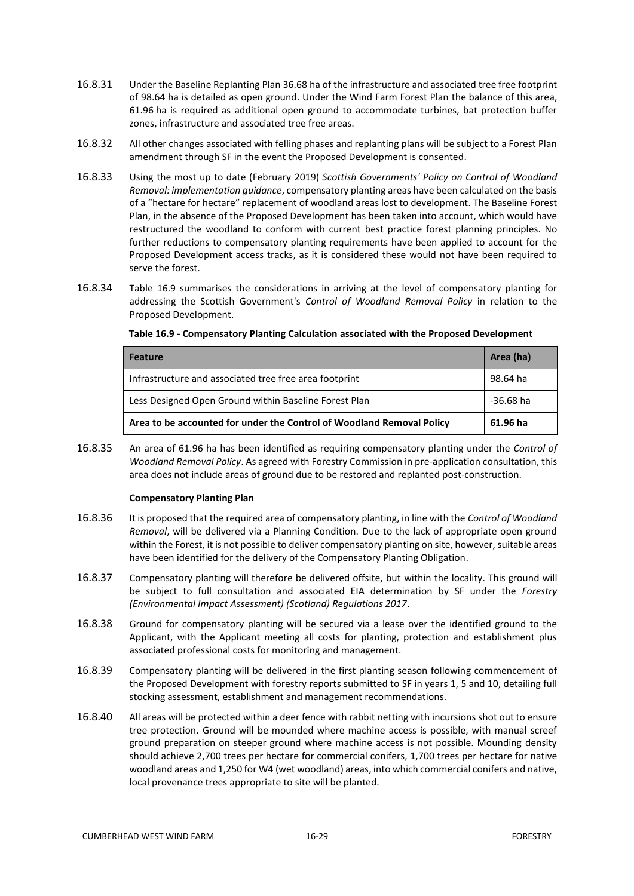16.8.31 Under the Baseline Replanting Plan 36.68 ha of the infrastructure and associated tree free footprint of 98.64 ha is detailed as open ground. Under the Wind Farm Forest Plan the balance of this area, 61.96 ha is required as additional open ground to accommodate turbines, bat protection buffer zones, infrastructure and associated tree free areas.

16.8.32 All other changes associated with felling phases and replanting plans will be subject to a Forest Plan amendment through SF in the event the Proposed Development is consented.

16.8.33 Using the most up to date (February 2019) *Scottish Governments' Policy on Control of Woodland Removal: implementation guidance*, compensatory planting areas have been calculated on the basis of a "hectare for hectare" replacement of woodland areas lost to development. The Baseline Forest Plan, in the absence of the Proposed Development has been taken into account, which would have restructured the woodland to conform with current best practice forest planning principles. No further reductions to compensatory planting requirements have been applied to account for the Proposed Development access tracks, as it is considered these would not have been required to serve the forest.

16.8.34 Table 16.9 summarises the considerations in arriving at the level of compensatory planting for addressing the Scottish Government's *Control of Woodland Removal Policy* in relation to the Proposed Development.

**Table 16.9 - Compensatory Planting Calculation associated with the Proposed Development**

| Feature | Area (ha) |
|---|---|
| Infrastructure and associated tree free area footprint | 98.64 ha |
| Less Designed Open Ground within Baseline Forest Plan | -36.68 ha |
| **Area to be accounted for under the Control of Woodland Removal Policy** | **61.96 ha** |

16.8.35 An area of 61.96 ha has been identified as requiring compensatory planting under the *Control of Woodland Removal Policy*. As agreed with Forestry Commission in pre-application consultation, this area does not include areas of ground due to be restored and replanted post-construction.

**Compensatory Planting Plan**

16.8.36 It is proposed that the required area of compensatory planting, in line with the *Control of Woodland Removal*, will be delivered via a Planning Condition. Due to the lack of appropriate open ground within the Forest, it is not possible to deliver compensatory planting on site, however, suitable areas have been identified for the delivery of the Compensatory Planting Obligation.

16.8.37 Compensatory planting will therefore be delivered offsite, but within the locality. This ground will be subject to full consultation and associated EIA determination by SF under the *Forestry (Environmental Impact Assessment) (Scotland) Regulations 2017*.

16.8.38 Ground for compensatory planting will be secured via a lease over the identified ground to the Applicant, with the Applicant meeting all costs for planting, protection and establishment plus associated professional costs for monitoring and management.

16.8.39 Compensatory planting will be delivered in the first planting season following commencement of the Proposed Development with forestry reports submitted to SF in years 1, 5 and 10, detailing full stocking assessment, establishment and management recommendations.

16.8.40 All areas will be protected within a deer fence with rabbit netting with incursions shot out to ensure tree protection. Ground will be mounded where machine access is possible, with manual screef ground preparation on steeper ground where machine access is not possible. Mounding density should achieve 2,700 trees per hectare for commercial conifers, 1,700 trees per hectare for native woodland areas and 1,250 for W4 (wet woodland) areas, into which commercial conifers and native, local provenance trees appropriate to site will be planted.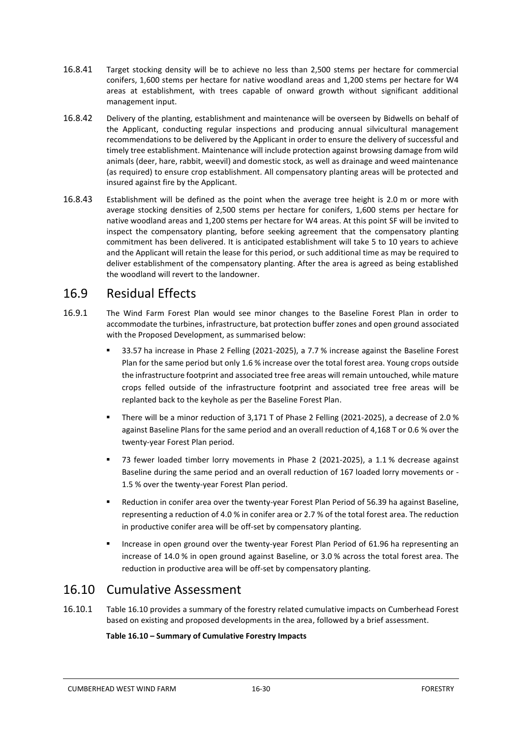16.8.41 Target stocking density will be to achieve no less than 2,500 stems per hectare for commercial conifers, 1,600 stems per hectare for native woodland areas and 1,200 stems per hectare for W4 areas at establishment, with trees capable of onward growth without significant additional management input.

16.8.42 Delivery of the planting, establishment and maintenance will be overseen by Bidwells on behalf of the Applicant, conducting regular inspections and producing annual silvicultural management recommendations to be delivered by the Applicant in order to ensure the delivery of successful and timely tree establishment. Maintenance will include protection against browsing damage from wild animals (deer, hare, rabbit, weevil) and domestic stock, as well as drainage and weed maintenance (as required) to ensure crop establishment. All compensatory planting areas will be protected and insured against fire by the Applicant.

16.8.43 Establishment will be defined as the point when the average tree height is 2.0 m or more with average stocking densities of 2,500 stems per hectare for conifers, 1,600 stems per hectare for native woodland areas and 1,200 stems per hectare for W4 areas. At this point SF will be invited to inspect the compensatory planting, before seeking agreement that the compensatory planting commitment has been delivered. It is anticipated establishment will take 5 to 10 years to achieve and the Applicant will retain the lease for this period, or such additional time as may be required to deliver establishment of the compensatory planting. After the area is agreed as being established the woodland will revert to the landowner.

## 16.9 Residual Effects

16.9.1 The Wind Farm Forest Plan would see minor changes to the Baseline Forest Plan in order to accommodate the turbines, infrastructure, bat protection buffer zones and open ground associated with the Proposed Development, as summarised below:

- 33.57 ha increase in Phase 2 Felling (2021-2025), a 7.7 % increase against the Baseline Forest Plan for the same period but only 1.6 % increase over the total forest area. Young crops outside the infrastructure footprint and associated tree free areas will remain untouched, while mature crops felled outside of the infrastructure footprint and associated tree free areas will be replanted back to the keyhole as per the Baseline Forest Plan.
- There will be a minor reduction of 3,171 T of Phase 2 Felling (2021-2025), a decrease of 2.0 % against Baseline Plans for the same period and an overall reduction of 4,168 T or 0.6 % over the twenty-year Forest Plan period.
- 73 fewer loaded timber lorry movements in Phase 2 (2021-2025), a 1.1 % decrease against Baseline during the same period and an overall reduction of 167 loaded lorry movements or -1.5 % over the twenty-year Forest Plan period.
- Reduction in conifer area over the twenty-year Forest Plan Period of 56.39 ha against Baseline, representing a reduction of 4.0 % in conifer area or 2.7 % of the total forest area. The reduction in productive conifer area will be off-set by compensatory planting.
- Increase in open ground over the twenty-year Forest Plan Period of 61.96 ha representing an increase of 14.0 % in open ground against Baseline, or 3.0 % across the total forest area. The reduction in productive area will be off-set by compensatory planting.

## 16.10 Cumulative Assessment

16.10.1 Table 16.10 provides a summary of the forestry related cumulative impacts on Cumberhead Forest based on existing and proposed developments in the area, followed by a brief assessment.

**Table 16.10 – Summary of Cumulative Forestry Impacts**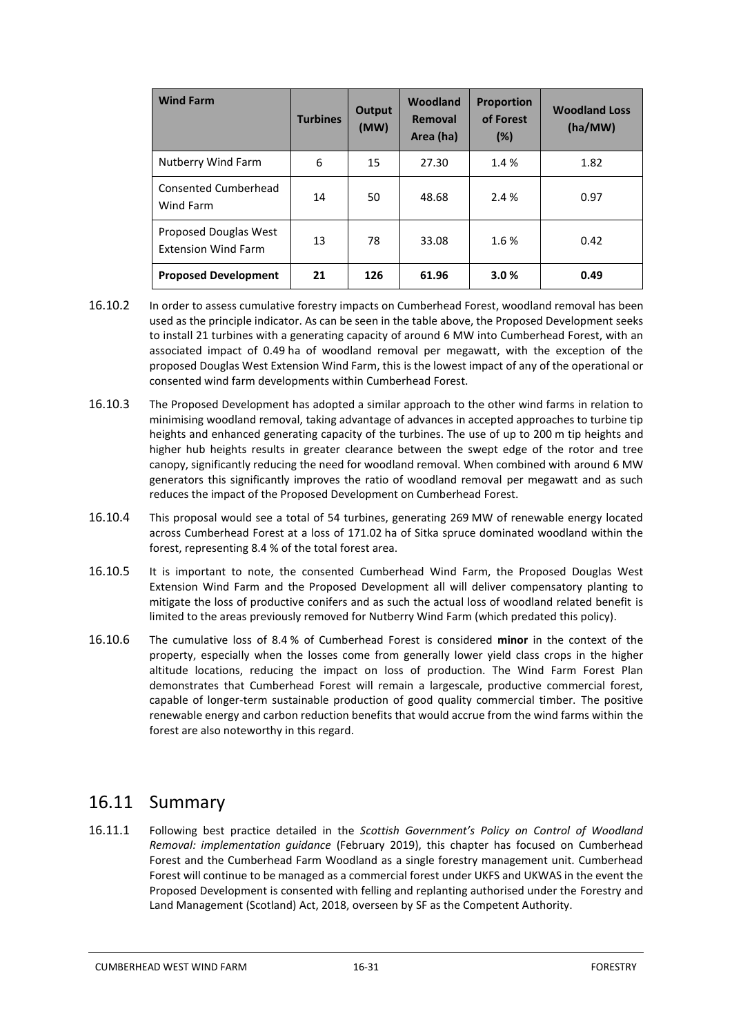| Wind Farm | Turbines | Output (MW) | Woodland Removal Area (ha) | Proportion of Forest (%) | Woodland Loss (ha/MW) |
|---|---|---|---|---|---|
| Nutberry Wind Farm | 6 | 15 | 27.30 | 1.4 % | 1.82 |
| Consented Cumberhead Wind Farm | 14 | 50 | 48.68 | 2.4 % | 0.97 |
| Proposed Douglas West Extension Wind Farm | 13 | 78 | 33.08 | 1.6 % | 0.42 |
| **Proposed Development** | **21** | **126** | **61.96** | **3.0 %** | **0.49** |

16.10.2 In order to assess cumulative forestry impacts on Cumberhead Forest, woodland removal has been used as the principle indicator. As can be seen in the table above, the Proposed Development seeks to install 21 turbines with a generating capacity of around 6 MW into Cumberhead Forest, with an associated impact of 0.49 ha of woodland removal per megawatt, with the exception of the proposed Douglas West Extension Wind Farm, this is the lowest impact of any of the operational or consented wind farm developments within Cumberhead Forest.

16.10.3 The Proposed Development has adopted a similar approach to the other wind farms in relation to minimising woodland removal, taking advantage of advances in accepted approaches to turbine tip heights and enhanced generating capacity of the turbines. The use of up to 200 m tip heights and higher hub heights results in greater clearance between the swept edge of the rotor and tree canopy, significantly reducing the need for woodland removal. When combined with around 6 MW generators this significantly improves the ratio of woodland removal per megawatt and as such reduces the impact of the Proposed Development on Cumberhead Forest.

16.10.4 This proposal would see a total of 54 turbines, generating 269 MW of renewable energy located across Cumberhead Forest at a loss of 171.02 ha of Sitka spruce dominated woodland within the forest, representing 8.4 % of the total forest area.

16.10.5 It is important to note, the consented Cumberhead Wind Farm, the Proposed Douglas West Extension Wind Farm and the Proposed Development all will deliver compensatory planting to mitigate the loss of productive conifers and as such the actual loss of woodland related benefit is limited to the areas previously removed for Nutberry Wind Farm (which predated this policy).

16.10.6 The cumulative loss of 8.4 % of Cumberhead Forest is considered **minor** in the context of the property, especially when the losses come from generally lower yield class crops in the higher altitude locations, reducing the impact on loss of production. The Wind Farm Forest Plan demonstrates that Cumberhead Forest will remain a largescale, productive commercial forest, capable of longer-term sustainable production of good quality commercial timber. The positive renewable energy and carbon reduction benefits that would accrue from the wind farms within the forest are also noteworthy in this regard.

## 16.11 Summary

16.11.1 Following best practice detailed in the *Scottish Government's Policy on Control of Woodland Removal: implementation guidance* (February 2019), this chapter has focused on Cumberhead Forest and the Cumberhead Farm Woodland as a single forestry management unit. Cumberhead Forest will continue to be managed as a commercial forest under UKFS and UKWAS in the event the Proposed Development is consented with felling and replanting authorised under the Forestry and Land Management (Scotland) Act, 2018, overseen by SF as the Competent Authority.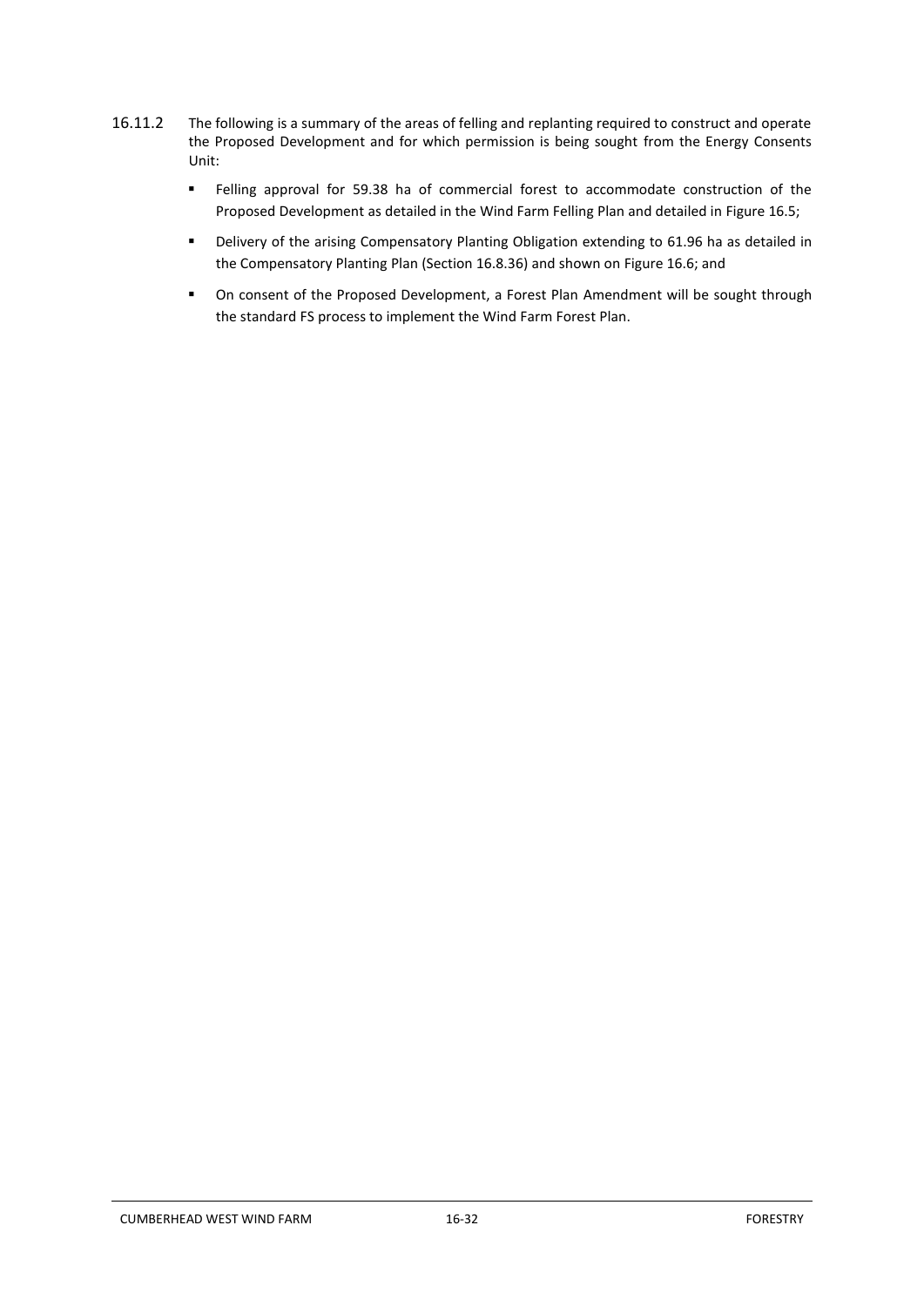16.11.2 The following is a summary of the areas of felling and replanting required to construct and operate the Proposed Development and for which permission is being sought from the Energy Consents Unit:

- Felling approval for 59.38 ha of commercial forest to accommodate construction of the Proposed Development as detailed in the Wind Farm Felling Plan and detailed in Figure 16.5;
- Delivery of the arising Compensatory Planting Obligation extending to 61.96 ha as detailed in the Compensatory Planting Plan (Section 16.8.36) and shown on Figure 16.6; and
- On consent of the Proposed Development, a Forest Plan Amendment will be sought through the standard FS process to implement the Wind Farm Forest Plan.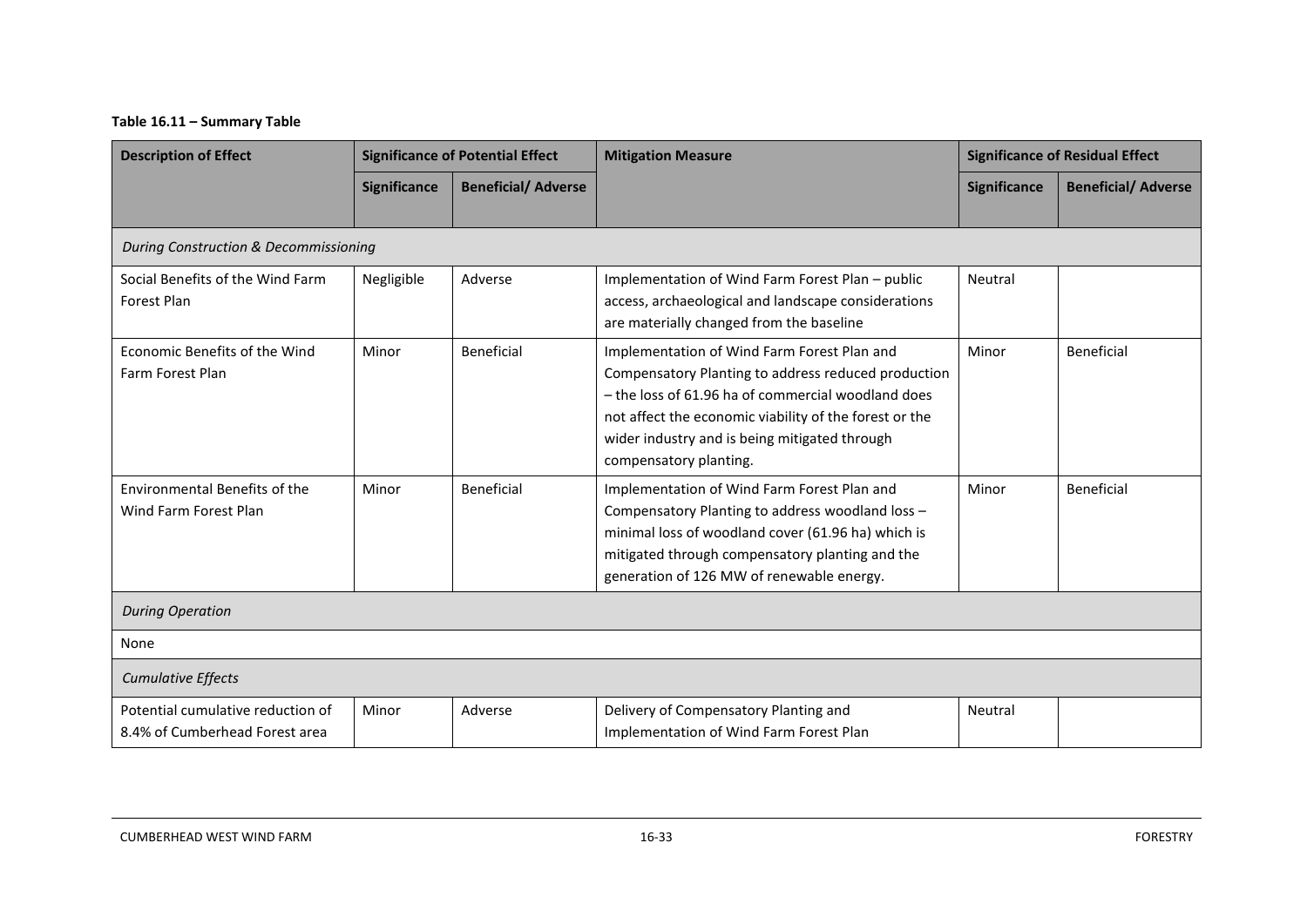**Table 16.11 – Summary Table**

| Description of Effect | Significance of Potential Effect | | Mitigation Measure | Significance of Residual Effect | |
|---|---|---|---|---|---|
| | Significance | Beneficial/ Adverse | | Significance | Beneficial/ Adverse |
| *During Construction & Decommissioning* | | | | | |
| Social Benefits of the Wind Farm Forest Plan | Negligible | Adverse | Implementation of Wind Farm Forest Plan – public access, archaeological and landscape considerations are materially changed from the baseline | Neutral | |
| Economic Benefits of the Wind Farm Forest Plan | Minor | Beneficial | Implementation of Wind Farm Forest Plan and Compensatory Planting to address reduced production – the loss of 61.96 ha of commercial woodland does not affect the economic viability of the forest or the wider industry and is being mitigated through compensatory planting. | Minor | Beneficial |
| Environmental Benefits of the Wind Farm Forest Plan | Minor | Beneficial | Implementation of Wind Farm Forest Plan and Compensatory Planting to address woodland loss – minimal loss of woodland cover (61.96 ha) which is mitigated through compensatory planting and the generation of 126 MW of renewable energy. | Minor | Beneficial |
| *During Operation* | | | | | |
| None | | | | | |
| *Cumulative Effects* | | | | | |
| Potential cumulative reduction of 8.4% of Cumberhead Forest area | Minor | Adverse | Delivery of Compensatory Planting and Implementation of Wind Farm Forest Plan | Neutral | |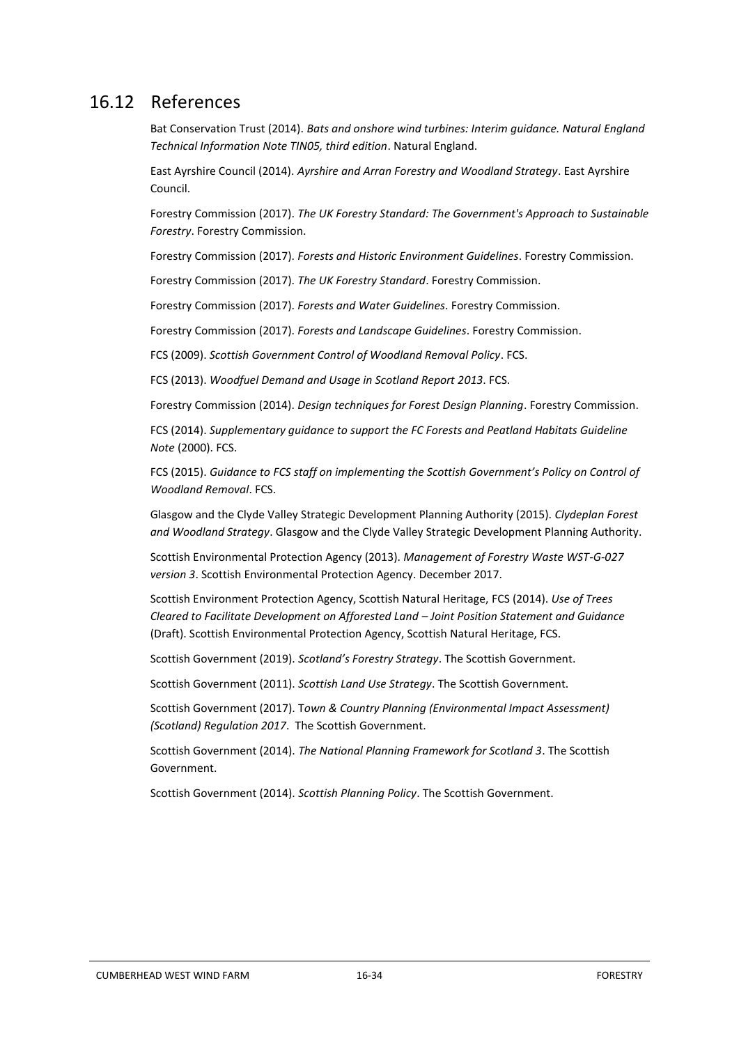## 16.12 References

Bat Conservation Trust (2014). *Bats and onshore wind turbines: Interim guidance. Natural England Technical Information Note TIN05, third edition*. Natural England.

East Ayrshire Council (2014). *Ayrshire and Arran Forestry and Woodland Strategy*. East Ayrshire Council.

Forestry Commission (2017). *The UK Forestry Standard: The Government's Approach to Sustainable Forestry*. Forestry Commission.

Forestry Commission (2017). *Forests and Historic Environment Guidelines*. Forestry Commission.

Forestry Commission (2017). *The UK Forestry Standard*. Forestry Commission.

Forestry Commission (2017). *Forests and Water Guidelines*. Forestry Commission.

Forestry Commission (2017). *Forests and Landscape Guidelines*. Forestry Commission.

FCS (2009). *Scottish Government Control of Woodland Removal Policy*. FCS.

FCS (2013). *Woodfuel Demand and Usage in Scotland Report 2013*. FCS.

Forestry Commission (2014). *Design techniques for Forest Design Planning*. Forestry Commission.

FCS (2014). *Supplementary guidance to support the FC Forests and Peatland Habitats Guideline Note* (2000). FCS.

FCS (2015). *Guidance to FCS staff on implementing the Scottish Government's Policy on Control of Woodland Removal*. FCS.

Glasgow and the Clyde Valley Strategic Development Planning Authority (2015). *Clydeplan Forest and Woodland Strategy*. Glasgow and the Clyde Valley Strategic Development Planning Authority.

Scottish Environmental Protection Agency (2013). *Management of Forestry Waste WST-G-027 version 3*. Scottish Environmental Protection Agency. December 2017.

Scottish Environment Protection Agency, Scottish Natural Heritage, FCS (2014). *Use of Trees Cleared to Facilitate Development on Afforested Land – Joint Position Statement and Guidance* (Draft). Scottish Environmental Protection Agency, Scottish Natural Heritage, FCS.

Scottish Government (2019). *Scotland's Forestry Strategy*. The Scottish Government.

Scottish Government (2011). *Scottish Land Use Strategy*. The Scottish Government.

Scottish Government (2017). T*own & Country Planning (Environmental Impact Assessment) (Scotland) Regulation 2017*. The Scottish Government.

Scottish Government (2014). *The National Planning Framework for Scotland 3*. The Scottish Government.

Scottish Government (2014). *Scottish Planning Policy*. The Scottish Government.